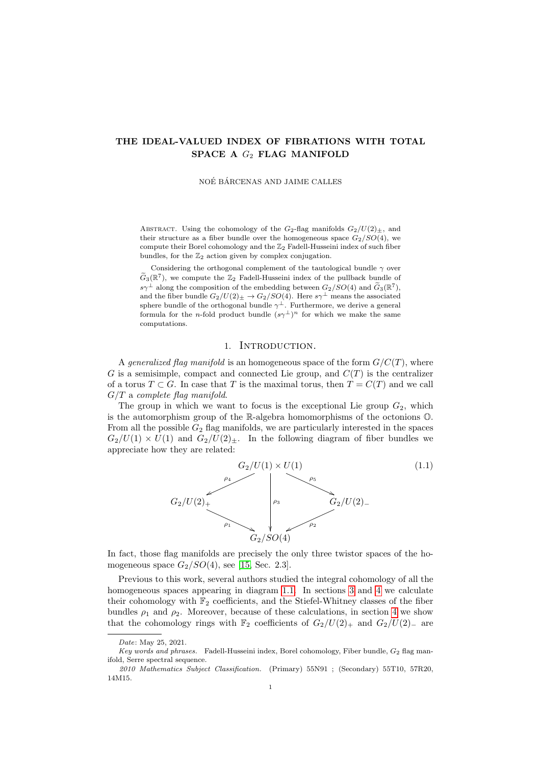# THE IDEAL-VALUED INDEX OF FIBRATIONS WITH TOTAL SPACE A $G_2$ FLAG MANIFOLD

NOÉ BÁRCENAS AND JAIME CALLES

Abstract. Using the cohomology of the $G_2$-flag manifolds $G_2/U(2)_\pm$, and their structure as a fiber bundle over the homogeneous space $G_2/SO(4)$, we compute their Borel cohomology and the $\mathbb{Z}_2$ Fadell-Husseini index of such fiber bundles, for the $\mathbb{Z}_2$ action given by complex conjugation.

Considering the orthogonal complement of the tautological bundle $\gamma$ over $\widetilde{G}_3(\mathbb{R}^7)$, we compute the $\mathbb{Z}_2$ Fadell-Husseini index of the pullback bundle of $s\gamma^\perp$ along the composition of the embedding between $G_2/SO(4)$ and $\widetilde{G}_3(\mathbb{R}^7)$, and the fiber bundle $G_2/U(2)_\pm \to G_2/SO(4)$. Here $s\gamma^\perp$ means the associated sphere bundle of the orthogonal bundle $\gamma^\perp$. Furthermore, we derive a general formula for the $n$-fold product bundle $(s\gamma^\perp)^n$ for which we make the same computations.

## 1. Introduction.

A *generalized flag manifold* is an homogeneous space of the form $G/C(T)$, where $G$ is a semisimple, compact and connected Lie group, and $C(T)$ is the centralizer of a torus $T \subset G$. In case that $T$ is the maximal torus, then $T = C(T)$ and we call $G/T$ a *complete flag manifold*.

The group in which we want to focus is the exceptional Lie group $G_2$, which is the automorphism group of the $\mathbb{R}$-algebra homomorphisms of the octonions $\mathbb{O}$. From all the possible $G_2$ flag manifolds, we are particularly interested in the spaces $G_2/U(1) \times U(1)$ and $G_2/U(2)_\pm$. In the following diagram of fiber bundles we appreciate how they are related:

$$
\begin{array}{ccccc}
 & & G_2/U(1)\times U(1) & & \\
 & \overset{\rho_4}{\swarrow} & \downarrow \rho_3 & \overset{\rho_5}{\searrow} & \\
G_2/U(2)_+ & & & & G_2/U(2)_- \\
 & \underset{\rho_1}{\searrow} & & \underset{\rho_2}{\swarrow} & \\
 & & G_2/SO(4) & &
\end{array}
\tag{1.1}
$$

In fact, those flag manifolds are precisely the only three twistor spaces of the homogeneous space $G_2/SO(4)$, see [15, Sec. 2.3].

Previous to this work, several authors studied the integral cohomology of all the homogeneous spaces appearing in diagram 1.1. In sections 3 and 4 we calculate their cohomology with $\mathbb{F}_2$ coefficients, and the Stiefel-Whitney classes of the fiber bundles $\rho_1$ and $\rho_2$. Moreover, because of these calculations, in section 4 we show that the cohomology rings with $\mathbb{F}_2$ coefficients of $G_2/U(2)_+$ and $G_2/U(2)_-$ are

---

*Date*: May 25, 2021.

*Key words and phrases.* Fadell-Husseini index, Borel cohomology, Fiber bundle, $G_2$ flag manifold, Serre spectral sequence.

*2010 Mathematics Subject Classification.* (Primary) 55N91 ; (Secondary) 55T10, 57R20, 14M15.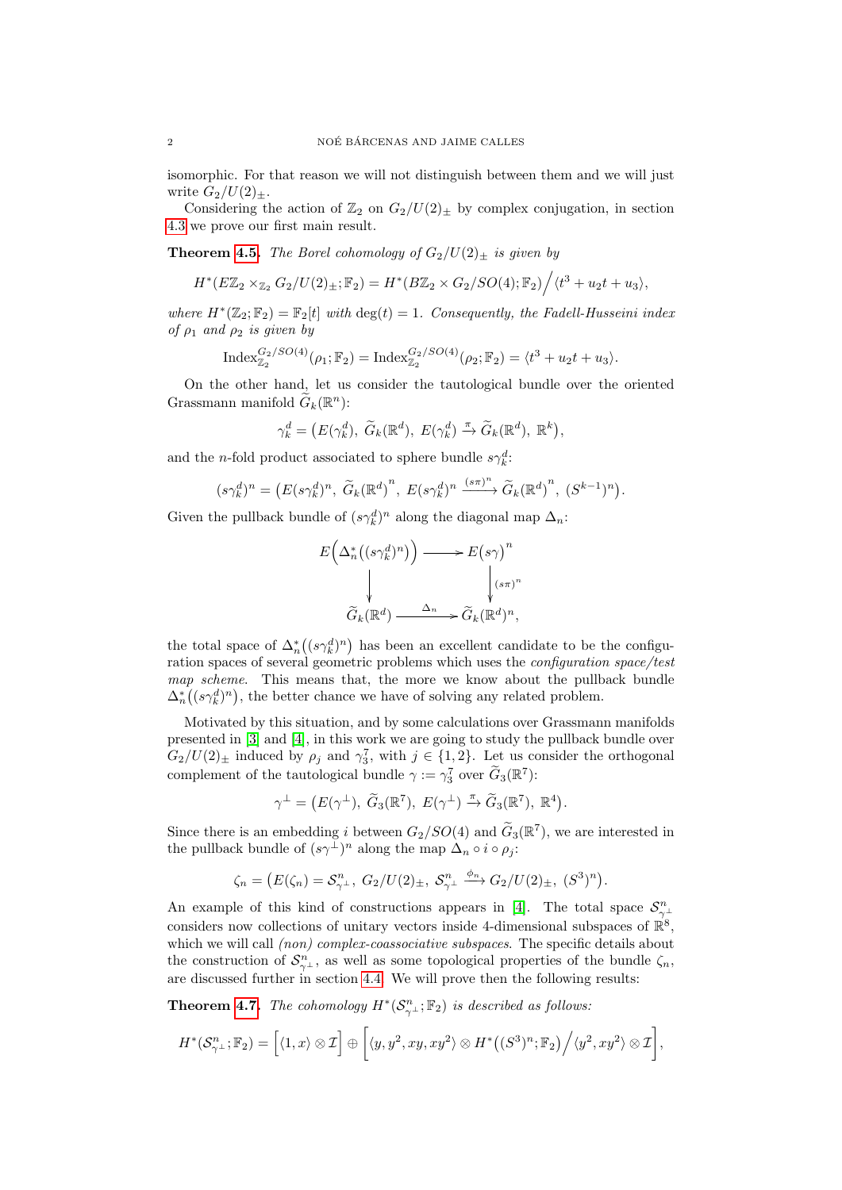isomorphic. For that reason we will not distinguish between them and we will just write $G_2/U(2)_\pm$.

Considering the action of $\mathbb{Z}_2$ on $G_2/U(2)_\pm$ by complex conjugation, in section 4.3 we prove our first main result.

**Theorem 4.5.** *The Borel cohomology of $G_2/U(2)_\pm$ is given by*

$$H^*(E\mathbb{Z}_2 \times_{\mathbb{Z}_2} G_2/U(2)_\pm; \mathbb{F}_2) = H^*(B\mathbb{Z}_2 \times G_2/SO(4); \mathbb{F}_2)\Big/\langle t^3 + u_2 t + u_3\rangle,$$

*where $H^*(\mathbb{Z}_2; \mathbb{F}_2) = \mathbb{F}_2[t]$ with $\deg(t) = 1$. Consequently, the Fadell-Husseini index of $\rho_1$ and $\rho_2$ is given by*

$$\mathrm{Index}_{\mathbb{Z}_2}^{G_2/SO(4)}(\rho_1; \mathbb{F}_2) = \mathrm{Index}_{\mathbb{Z}_2}^{G_2/SO(4)}(\rho_2; \mathbb{F}_2) = \langle t^3 + u_2 t + u_3\rangle.$$

On the other hand, let us consider the tautological bundle over the oriented Grassmann manifold $\widetilde{G}_k(\mathbb{R}^n)$:

$$\gamma_k^d = \big(E(\gamma_k^d),\ \widetilde{G}_k(\mathbb{R}^d),\ E(\gamma_k^d) \xrightarrow{\pi} \widetilde{G}_k(\mathbb{R}^d),\ \mathbb{R}^k\big),$$

and the $n$-fold product associated to sphere bundle $s\gamma_k^d$:

$$(s\gamma_k^d)^n = \big(E(s\gamma_k^d)^n,\ \widetilde{G}_k(\mathbb{R}^d)^n,\ E(s\gamma_k^d)^n \xrightarrow{(s\pi)^n} \widetilde{G}_k(\mathbb{R}^d)^n,\ (S^{k-1})^n\big).$$

Given the pullback bundle of $(s\gamma_k^d)^n$ along the diagonal map $\Delta_n$:

$$\begin{array}{ccc} E\Big(\Delta_n^*\big((s\gamma_k^d)^n\big)\Big) & \longrightarrow & E\big(s\gamma\big)^n \\ \big\downarrow & & \big\downarrow {\scriptstyle (s\pi)^n} \\ \widetilde{G}_k(\mathbb{R}^d) & \xrightarrow{\ \Delta_n\ } & \widetilde{G}_k(\mathbb{R}^d)^n, \end{array}$$

the total space of $\Delta_n^*\big((s\gamma_k^d)^n\big)$ has been an excellent candidate to be the configuration spaces of several geometric problems which uses the *configuration space/test map scheme*. This means that, the more we know about the pullback bundle $\Delta_n^*\big((s\gamma_k^d)^n\big)$, the better chance we have of solving any related problem.

Motivated by this situation, and by some calculations over Grassmann manifolds presented in [3] and [4], in this work we are going to study the pullback bundle over $G_2/U(2)_\pm$ induced by $\rho_j$ and $\gamma_3^7$, with $j \in \{1, 2\}$. Let us consider the orthogonal complement of the tautological bundle $\gamma := \gamma_3^7$ over $\widetilde{G}_3(\mathbb{R}^7)$:

$$\gamma^\perp = \big(E(\gamma^\perp),\ \widetilde{G}_3(\mathbb{R}^7),\ E(\gamma^\perp) \xrightarrow{\pi} \widetilde{G}_3(\mathbb{R}^7),\ \mathbb{R}^4\big).$$

Since there is an embedding $i$ between $G_2/SO(4)$ and $\widetilde{G}_3(\mathbb{R}^7)$, we are interested in the pullback bundle of $(s\gamma^\perp)^n$ along the map $\Delta_n \circ i \circ \rho_j$:

$$\zeta_n = \big(E(\zeta_n) = \mathcal{S}_{\gamma^\perp}^n,\ G_2/U(2)_\pm,\ \mathcal{S}_{\gamma^\perp}^n \xrightarrow{\phi_n} G_2/U(2)_\pm,\ (S^3)^n\big).$$

An example of this kind of constructions appears in [4]. The total space $\mathcal{S}_{\gamma^\perp}^n$ considers now collections of unitary vectors inside 4-dimensional subspaces of $\mathbb{R}^8$, which we will call *(non) complex-coassociative subspaces*. The specific details about the construction of $\mathcal{S}_{\gamma^\perp}^n$, as well as some topological properties of the bundle $\zeta_n$, are discussed further in section 4.4. We will prove then the following results:

**Theorem 4.7.** *The cohomology $H^*(\mathcal{S}_{\gamma^\perp}^n; \mathbb{F}_2)$ is described as follows:*

$$H^*(\mathcal{S}_{\gamma^\perp}^n; \mathbb{F}_2) = \Big[\langle 1, x\rangle \otimes \mathcal{I}\Big] \oplus \Big[\langle y, y^2, xy, xy^2\rangle \otimes H^*\big((S^3)^n; \mathbb{F}_2\big)\Big/\langle y^2, xy^2\rangle \otimes \mathcal{I}\Big],$$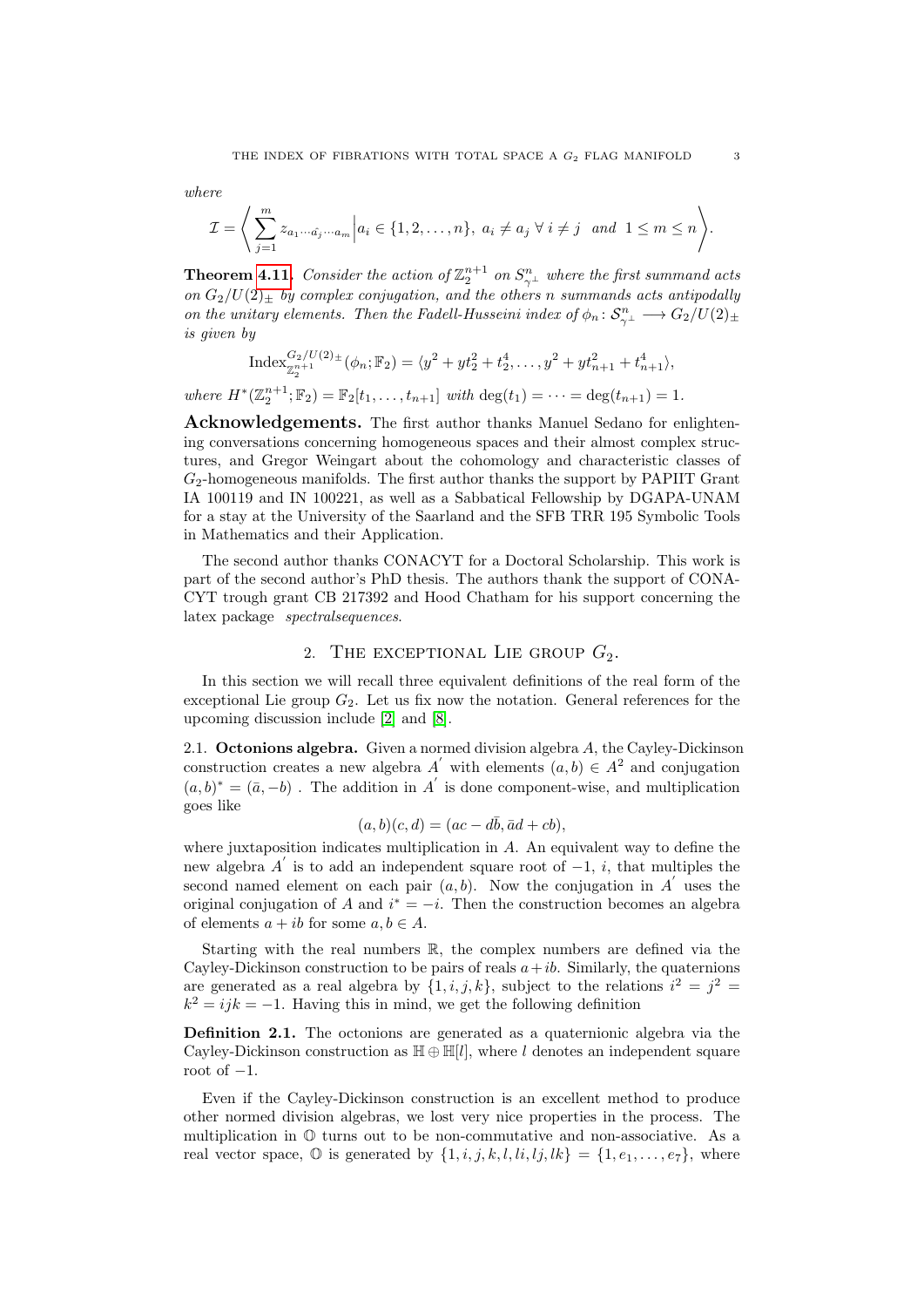*where*

$$\mathcal{I} = \left\langle \sum_{j=1}^{m} z_{a_1 \cdots \hat{a_j} \cdots a_m} \middle| a_i \in \{1, 2, \dots, n\},\ a_i \neq a_j \ \forall\, i \neq j \ \text{ and } \ 1 \leq m \leq n \right\rangle.$$

**Theorem 4.11.** *Consider the action of $\mathbb{Z}_2^{n+1}$ on $S^n_{\gamma^\perp}$ where the first summand acts on $G_2/U(2)_\pm$ by complex conjugation, and the others $n$ summands acts antipodally on the unitary elements. Then the Fadell-Husseini index of $\phi_n \colon \mathcal{S}^n_{\gamma^\perp} \longrightarrow G_2/U(2)_\pm$ is given by*

$$\mathrm{Index}^{G_2/U(2)_\pm}_{\mathbb{Z}_2^{n+1}}(\phi_n; \mathbb{F}_2) = \langle y^2 + yt_2^2 + t_2^4, \dots, y^2 + yt_{n+1}^2 + t_{n+1}^4 \rangle,$$

*where $H^*(\mathbb{Z}_2^{n+1}; \mathbb{F}_2) = \mathbb{F}_2[t_1, \dots, t_{n+1}]$ with $\deg(t_1) = \cdots = \deg(t_{n+1}) = 1$.*

**Acknowledgements.** The first author thanks Manuel Sedano for enlightening conversations concerning homogeneous spaces and their almost complex structures, and Gregor Weingart about the cohomology and characteristic classes of $G_2$-homogeneous manifolds. The first author thanks the support by PAPIIT Grant IA 100119 and IN 100221, as well as a Sabbatical Fellowship by DGAPA-UNAM for a stay at the University of the Saarland and the SFB TRR 195 Symbolic Tools in Mathematics and their Application.

The second author thanks CONACYT for a Doctoral Scholarship. This work is part of the second author's PhD thesis. The authors thank the support of CONACYT trough grant CB 217392 and Hood Chatham for his support concerning the latex package *spectralsequences*.

## 2. The exceptional Lie group $G_2$.

In this section we will recall three equivalent definitions of the real form of the exceptional Lie group $G_2$. Let us fix now the notation. General references for the upcoming discussion include [2] and [8].

2.1. **Octonions algebra.** Given a normed division algebra $A$, the Cayley-Dickinson construction creates a new algebra $A'$ with elements $(a, b) \in A^2$ and conjugation $(a, b)^* = (\bar{a}, -b)$ . The addition in $A'$ is done component-wise, and multiplication goes like

$$(a, b)(c, d) = (ac - d\bar{b}, \bar{a}d + cb),$$

where juxtaposition indicates multiplication in $A$. An equivalent way to define the new algebra $A'$ is to add an independent square root of $-1$, $i$, that multiples the second named element on each pair $(a, b)$. Now the conjugation in $A'$ uses the original conjugation of $A$ and $i^* = -i$. Then the construction becomes an algebra of elements $a + ib$ for some $a, b \in A$.

Starting with the real numbers $\mathbb{R}$, the complex numbers are defined via the Cayley-Dickinson construction to be pairs of reals $a + ib$. Similarly, the quaternions are generated as a real algebra by $\{1, i, j, k\}$, subject to the relations $i^2 = j^2 = k^2 = ijk = -1$. Having this in mind, we get the following definition

**Definition 2.1.** The octonions are generated as a quaternionic algebra via the Cayley-Dickinson construction as $\mathbb{H} \oplus \mathbb{H}[l]$, where $l$ denotes an independent square root of $-1$.

Even if the Cayley-Dickinson construction is an excellent method to produce other normed division algebras, we lost very nice properties in the process. The multiplication in $\mathbb{O}$ turns out to be non-commutative and non-associative. As a real vector space, $\mathbb{O}$ is generated by $\{1, i, j, k, l, li, lj, lk\} = \{1, e_1, \dots, e_7\}$, where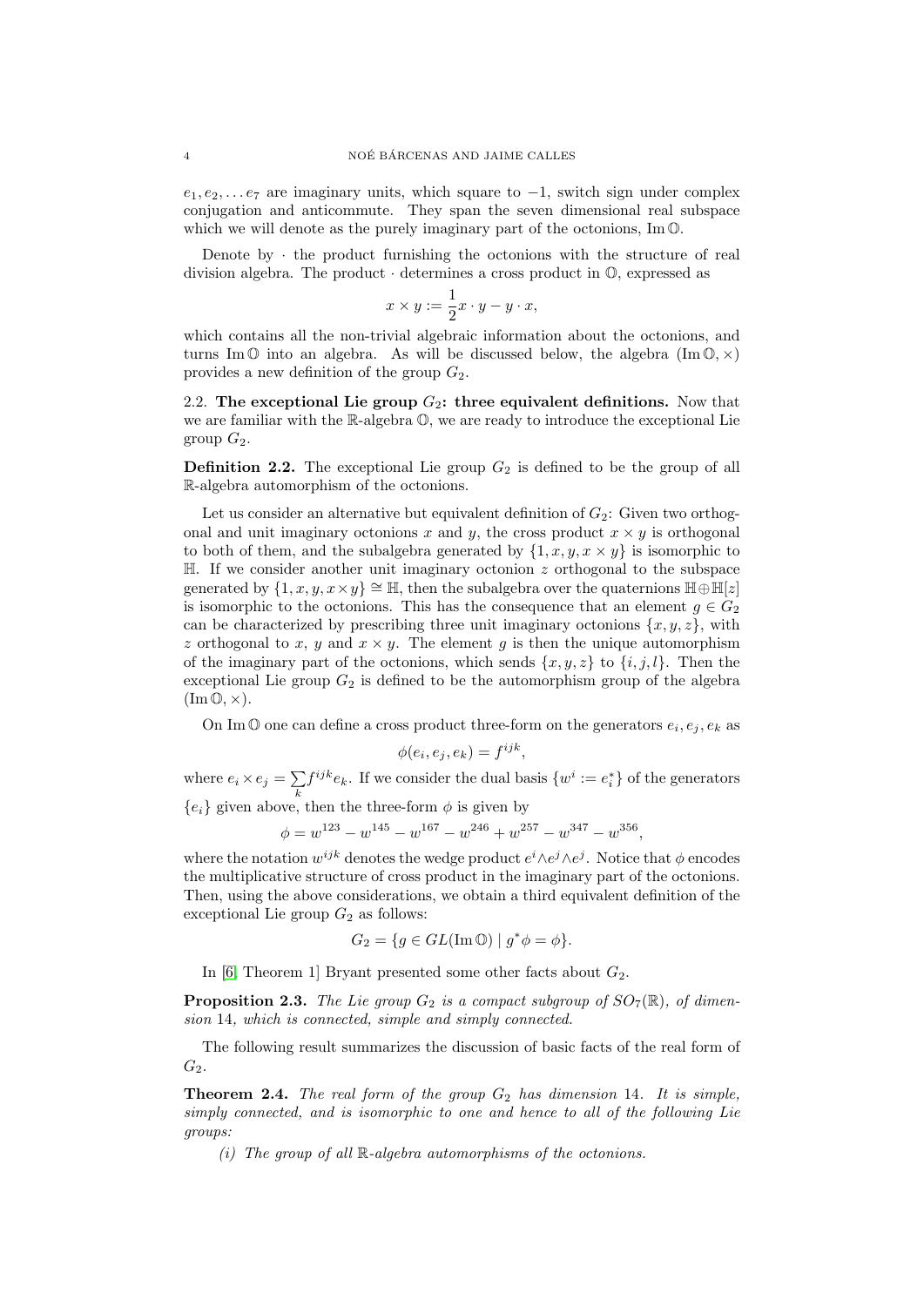$e_1, e_2, \ldots e_7$ are imaginary units, which square to $-1$, switch sign under complex conjugation and anticommute. They span the seven dimensional real subspace which we will denote as the purely imaginary part of the octonions, $\operatorname{Im}\mathbb{O}$.

Denote by $\cdot$ the product furnishing the octonions with the structure of real division algebra. The product $\cdot$ determines a cross product in $\mathbb{O}$, expressed as

$$x \times y := \frac{1}{2} x \cdot y - y \cdot x,$$

which contains all the non-trivial algebraic information about the octonions, and turns $\operatorname{Im}\mathbb{O}$ into an algebra. As will be discussed below, the algebra $(\operatorname{Im}\mathbb{O}, \times)$ provides a new definition of the group $G_2$.

**2.2. The exceptional Lie group $G_2$: three equivalent definitions.** Now that we are familiar with the $\mathbb{R}$-algebra $\mathbb{O}$, we are ready to introduce the exceptional Lie group $G_2$.

**Definition 2.2.** The exceptional Lie group $G_2$ is defined to be the group of all $\mathbb{R}$-algebra automorphism of the octonions.

Let us consider an alternative but equivalent definition of $G_2$: Given two orthogonal and unit imaginary octonions $x$ and $y$, the cross product $x \times y$ is orthogonal to both of them, and the subalgebra generated by $\{1, x, y, x \times y\}$ is isomorphic to $\mathbb{H}$. If we consider another unit imaginary octonion $z$ orthogonal to the subspace generated by $\{1, x, y, x \times y\} \cong \mathbb{H}$, then the subalgebra over the quaternions $\mathbb{H} \oplus \mathbb{H}[z]$ is isomorphic to the octonions. This has the consequence that an element $g \in G_2$ can be characterized by prescribing three unit imaginary octonions $\{x, y, z\}$, with $z$ orthogonal to $x$, $y$ and $x \times y$. The element $g$ is then the unique automorphism of the imaginary part of the octonions, which sends $\{x, y, z\}$ to $\{i, j, l\}$. Then the exceptional Lie group $G_2$ is defined to be the automorphism group of the algebra $(\operatorname{Im}\mathbb{O}, \times)$.

On $\operatorname{Im}\mathbb{O}$ one can define a cross product three-form on the generators $e_i, e_j, e_k$ as

$$\phi(e_i, e_j, e_k) = f^{ijk},$$

where $e_i \times e_j = \sum_k f^{ijk} e_k$. If we consider the dual basis $\{w^i := e_i^*\}$ of the generators $\{e_i\}$ given above, then the three-form $\phi$ is given by

$$\phi = w^{123} - w^{145} - w^{167} - w^{246} + w^{257} - w^{347} - w^{356},$$

where the notation $w^{ijk}$ denotes the wedge product $e^i \wedge e^j \wedge e^j$. Notice that $\phi$ encodes the multiplicative structure of cross product in the imaginary part of the octonions. Then, using the above considerations, we obtain a third equivalent definition of the exceptional Lie group $G_2$ as follows:

$$G_2 = \{g \in GL(\operatorname{Im}\mathbb{O}) \mid g^*\phi = \phi\}.$$

In [6, Theorem 1] Bryant presented some other facts about $G_2$.

**Proposition 2.3.** *The Lie group $G_2$ is a compact subgroup of $SO_7(\mathbb{R})$, of dimension 14, which is connected, simple and simply connected.*

The following result summarizes the discussion of basic facts of the real form of $G_2$.

**Theorem 2.4.** *The real form of the group $G_2$ has dimension 14. It is simple, simply connected, and is isomorphic to one and hence to all of the following Lie groups:*

*(i) The group of all $\mathbb{R}$-algebra automorphisms of the octonions.*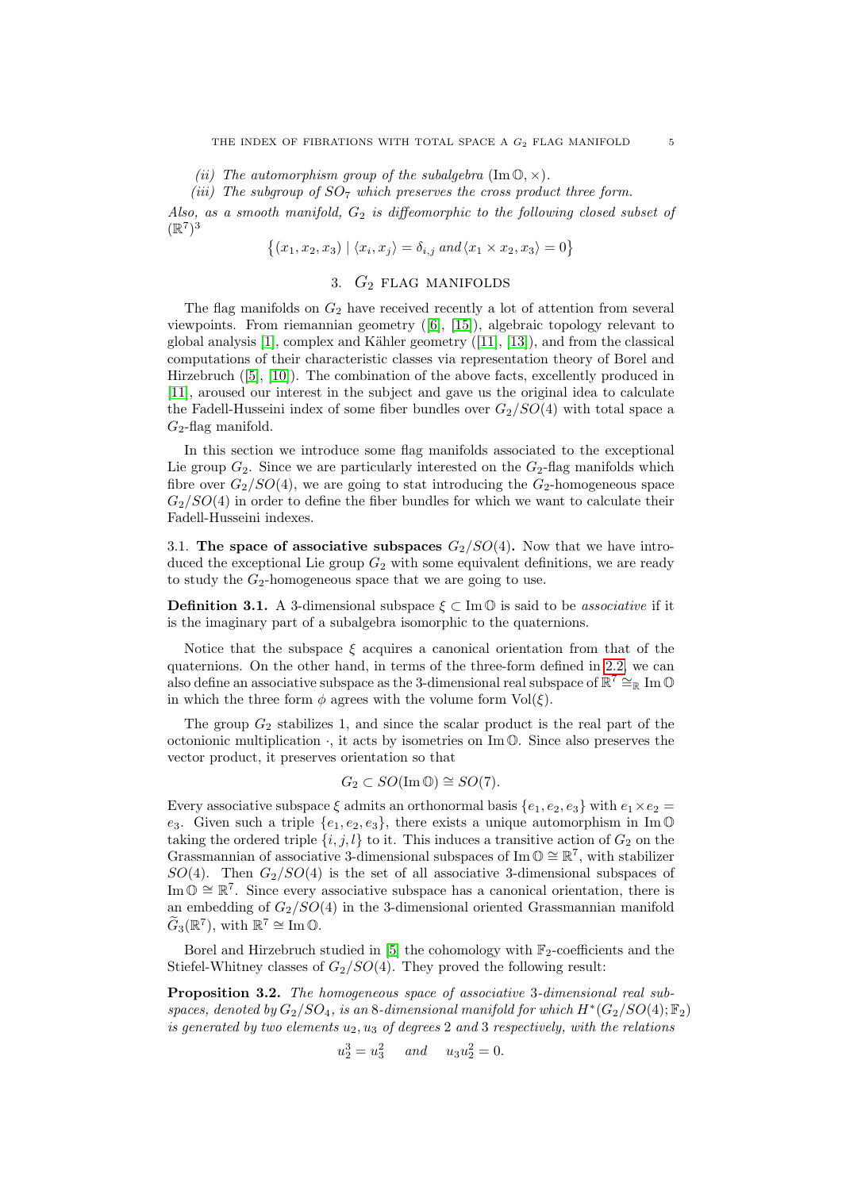*(ii) The automorphism group of the subalgebra* $(\mathrm{Im}\,\mathbb{O}, \times)$.

*(iii) The subgroup of* $SO_7$ *which preserves the cross product three form.*

*Also, as a smooth manifold,* $G_2$ *is diffeomorphic to the following closed subset of* $(\mathbb{R}^7)^3$

$$\{(x_1, x_2, x_3) \mid \langle x_i, x_j \rangle = \delta_{i,j} \text{ and } \langle x_1 \times x_2, x_3 \rangle = 0\}$$

## 3. $G_2$ flag manifolds

The flag manifolds on $G_2$ have received recently a lot of attention from several viewpoints. From riemannian geometry ([6], [15]), algebraic topology relevant to global analysis [1], complex and Kähler geometry ([11], [13]), and from the classical computations of their characteristic classes via representation theory of Borel and Hirzebruch ([5], [10]). The combination of the above facts, excellently produced in [11], aroused our interest in the subject and gave us the original idea to calculate the Fadell-Husseini index of some fiber bundles over $G_2/SO(4)$ with total space a $G_2$-flag manifold.

In this section we introduce some flag manifolds associated to the exceptional Lie group $G_2$. Since we are particularly interested on the $G_2$-flag manifolds which fibre over $G_2/SO(4)$, we are going to stat introducing the $G_2$-homogeneous space $G_2/SO(4)$ in order to define the fiber bundles for which we want to calculate their Fadell-Husseini indexes.

### 3.1. The space of associative subspaces $G_2/SO(4)$.

Now that we have introduced the exceptional Lie group $G_2$ with some equivalent definitions, we are ready to study the $G_2$-homogeneous space that we are going to use.

**Definition 3.1.** A 3-dimensional subspace $\xi \subset \mathrm{Im}\,\mathbb{O}$ is said to be *associative* if it is the imaginary part of a subalgebra isomorphic to the quaternions.

Notice that the subspace $\xi$ acquires a canonical orientation from that of the quaternions. On the other hand, in terms of the three-form defined in 2.2, we can also define an associative subspace as the 3-dimensional real subspace of $\mathbb{R}^7 \cong_{\mathbb{R}} \mathrm{Im}\,\mathbb{O}$ in which the three form $\phi$ agrees with the volume form $\mathrm{Vol}(\xi)$.

The group $G_2$ stabilizes 1, and since the scalar product is the real part of the octonionic multiplication $\cdot$, it acts by isometries on $\mathrm{Im}\,\mathbb{O}$. Since also preserves the vector product, it preserves orientation so that

$$G_2 \subset SO(\mathrm{Im}\,\mathbb{O}) \cong SO(7).$$

Every associative subspace $\xi$ admits an orthonormal basis $\{e_1, e_2, e_3\}$ with $e_1 \times e_2 = e_3$. Given such a triple $\{e_1, e_2, e_3\}$, there exists a unique automorphism in $\mathrm{Im}\,\mathbb{O}$ taking the ordered triple $\{i, j, l\}$ to it. This induces a transitive action of $G_2$ on the Grassmannian of associative 3-dimensional subspaces of $\mathrm{Im}\,\mathbb{O} \cong \mathbb{R}^7$, with stabilizer $SO(4)$. Then $G_2/SO(4)$ is the set of all associative 3-dimensional subspaces of $\mathrm{Im}\,\mathbb{O} \cong \mathbb{R}^7$. Since every associative subspace has a canonical orientation, there is an embedding of $G_2/SO(4)$ in the 3-dimensional oriented Grassmannian manifold $\widetilde{G}_3(\mathbb{R}^7)$, with $\mathbb{R}^7 \cong \mathrm{Im}\,\mathbb{O}$.

Borel and Hirzebruch studied in [5] the cohomology with $\mathbb{F}_2$-coefficients and the Stiefel-Whitney classes of $G_2/SO(4)$. They proved the following result:

**Proposition 3.2.** *The homogeneous space of associative 3-dimensional real subspaces, denoted by* $G_2/SO_4$*, is an 8-dimensional manifold for which* $H^*(G_2/SO(4); \mathbb{F}_2)$ *is generated by two elements* $u_2, u_3$ *of degrees 2 and 3 respectively, with the relations*

$$u_2^3 = u_3^2 \quad \text{and} \quad u_3 u_2^2 = 0.$$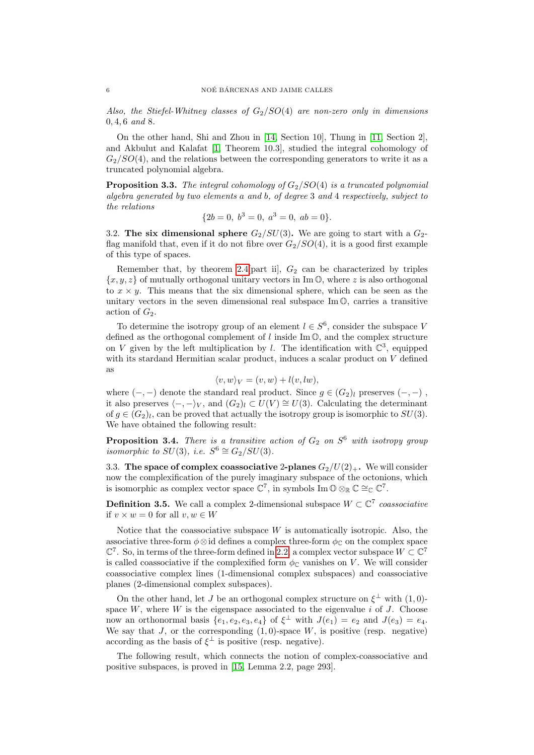*Also, the Stiefel-Whitney classes of $G_2/SO(4)$ are non-zero only in dimensions 0, 4, 6 and 8.*

On the other hand, Shi and Zhou in [14, Section 10], Thung in [11, Section 2], and Akbulut and Kalafat [1, Theorem 10.3], studied the integral cohomology of $G_2/SO(4)$, and the relations between the corresponding generators to write it as a truncated polynomial algebra.

**Proposition 3.3.** *The integral cohomology of $G_2/SO(4)$ is a truncated polynomial algebra generated by two elements $a$ and $b$, of degree 3 and 4 respectively, subject to the relations*

$$\{2b = 0,\ b^3 = 0,\ a^3 = 0,\ ab = 0\}.$$

### 3.2. The six dimensional sphere $G_2/SU(3)$.

We are going to start with a $G_2$-flag manifold that, even if it do not fibre over $G_2/SO(4)$, it is a good first example of this type of spaces.

Remember that, by theorem 2.4[part ii], $G_2$ can be characterized by triples $\{x, y, z\}$ of mutually orthogonal unitary vectors in $\operatorname{Im}\mathbb{O}$, where $z$ is also orthogonal to $x \times y$. This means that the six dimensional sphere, which can be seen as the unitary vectors in the seven dimensional real subspace $\operatorname{Im}\mathbb{O}$, carries a transitive action of $G_2$.

To determine the isotropy group of an element $l \in S^6$, consider the subspace $V$ defined as the orthogonal complement of $l$ inside $\operatorname{Im}\mathbb{O}$, and the complex structure on $V$ given by the left multiplication by $l$. The identification with $\mathbb{C}^3$, equipped with its stardand Hermitian scalar product, induces a scalar product on $V$ defined as

$$\langle v, w\rangle_V = (v, w) + l(v, lw),$$

where $(-,-)$ denote the standard real product. Since $g \in (G_2)_l$ preserves $(-,-)$, it also preserves $\langle -,-\rangle_V$, and $(G_2)_l \subset U(V) \cong U(3)$. Calculating the determinant of $g \in (G_2)_l$, can be proved that actually the isotropy group is isomorphic to $SU(3)$. We have obtained the following result:

**Proposition 3.4.** *There is a transitive action of $G_2$ on $S^6$ with isotropy group isomorphic to $SU(3)$, i.e. $S^6 \cong G_2/SU(3)$.*

### 3.3. The space of complex coassociative 2-planes $G_2/U(2)_+$.

We will consider now the complexification of the purely imaginary subspace of the octonions, which is isomorphic as complex vector space $\mathbb{C}^7$, in symbols $\operatorname{Im}\mathbb{O} \otimes_{\mathbb{R}} \mathbb{C} \cong_{\mathbb{C}} \mathbb{C}^7$.

**Definition 3.5.** We call a complex 2-dimensional subspace $W \subset \mathbb{C}^7$ *coassociative* if $v \times w = 0$ for all $v, w \in W$

Notice that the coassociative subspace $W$ is automatically isotropic. Also, the associative three-form $\phi \otimes \mathrm{id}$ defines a complex three-form $\phi_{\mathbb{C}}$ on the complex space $\mathbb{C}^7$. So, in terms of the three-form defined in 2.2, a complex vector subspace $W \subset \mathbb{C}^7$ is called coassociative if the complexified form $\phi_{\mathbb{C}}$ vanishes on $V$. We will consider coassociative complex lines (1-dimensional complex subspaces) and coassociative planes (2-dimensional complex subspaces).

On the other hand, let $J$ be an orthogonal complex structure on $\xi^\perp$ with $(1,0)$-space $W$, where $W$ is the eigenspace associated to the eigenvalue $i$ of $J$. Choose now an orthonormal basis $\{e_1, e_2, e_3, e_4\}$ of $\xi^\perp$ with $J(e_1) = e_2$ and $J(e_3) = e_4$. We say that $J$, or the corresponding $(1,0)$-space $W$, is positive (resp. negative) according as the basis of $\xi^\perp$ is positive (resp. negative).

The following result, which connects the notion of complex-coassociative and positive subspaces, is proved in [15, Lemma 2.2, page 293].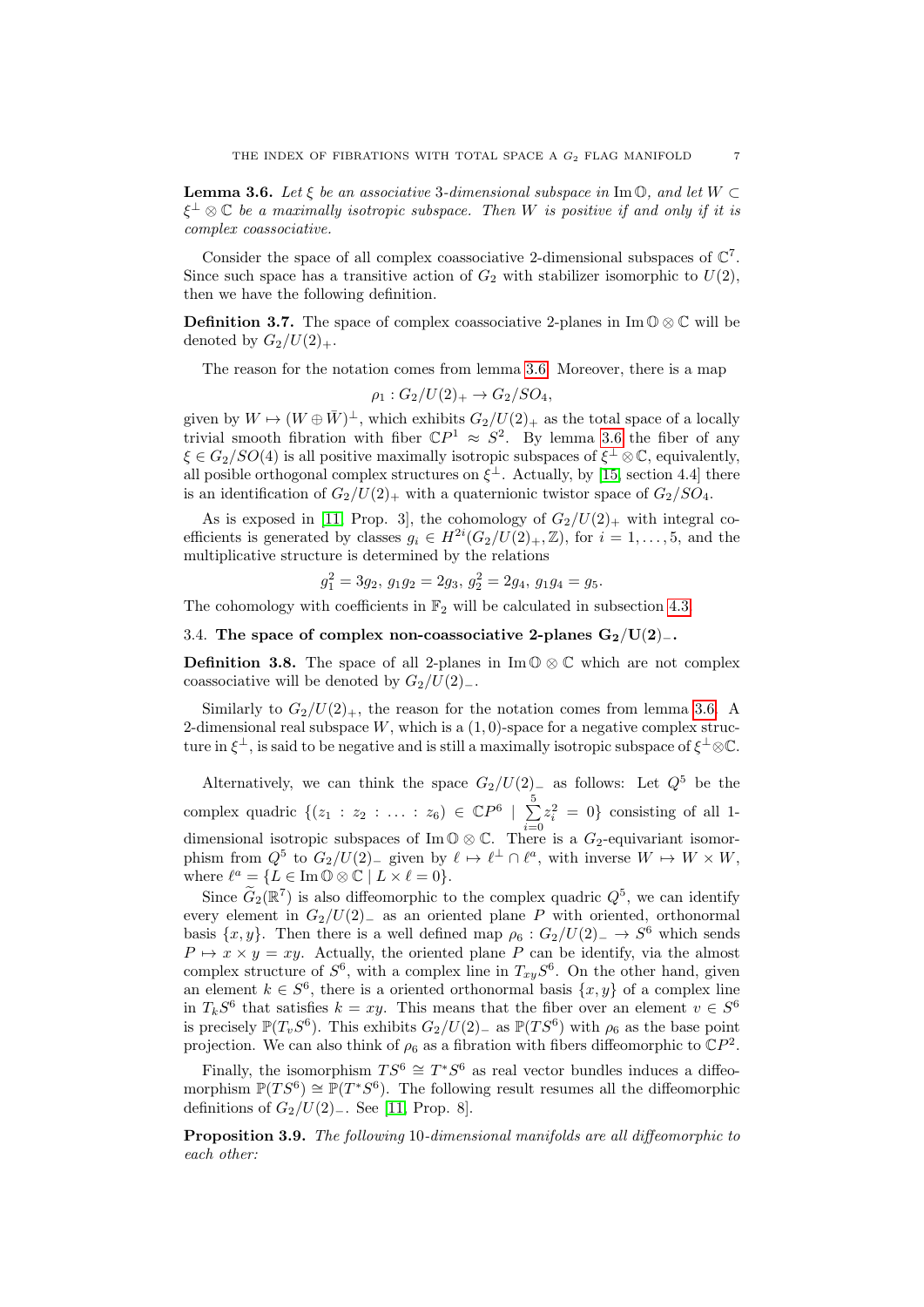**Lemma 3.6.** *Let $\xi$ be an associative 3-dimensional subspace in $\operatorname{Im}\mathbb{O}$, and let $W \subset \xi^\perp \otimes \mathbb{C}$ be a maximally isotropic subspace. Then $W$ is positive if and only if it is complex coassociative.*

Consider the space of all complex coassociative 2-dimensional subspaces of $\mathbb{C}^7$. Since such space has a transitive action of $G_2$ with stabilizer isomorphic to $U(2)$, then we have the following definition.

**Definition 3.7.** The space of complex coassociative 2-planes in $\operatorname{Im}\mathbb{O} \otimes \mathbb{C}$ will be denoted by $G_2/U(2)_+$.

The reason for the notation comes from lemma 3.6. Moreover, there is a map

$$\rho_1 : G_2/U(2)_+ \to G_2/SO_4,$$

given by $W \mapsto (W \oplus \bar{W})^\perp$, which exhibits $G_2/U(2)_+$ as the total space of a locally trivial smooth fibration with fiber $\mathbb{C}P^1 \approx S^2$. By lemma 3.6 the fiber of any $\xi \in G_2/SO(4)$ is all positive maximally isotropic subspaces of $\xi^\perp \otimes \mathbb{C}$, equivalently, all posible orthogonal complex structures on $\xi^\perp$. Actually, by [15, section 4.4] there is an identification of $G_2/U(2)_+$ with a quaternionic twistor space of $G_2/SO_4$.

As is exposed in [11, Prop. 3], the cohomology of $G_2/U(2)_+$ with integral coefficients is generated by classes $g_i \in H^{2i}(G_2/U(2)_+, \mathbb{Z})$, for $i = 1, \dots, 5$, and the multiplicative structure is determined by the relations

$$g_1^2 = 3g_2,\ g_1g_2 = 2g_3,\ g_2^2 = 2g_4,\ g_1g_4 = g_5.$$

The cohomology with coefficients in $\mathbb{F}_2$ will be calculated in subsection 4.3.

### 3.4. The space of complex non-coassociative 2-planes $\mathbf{G_2/U(2)_-}$.

**Definition 3.8.** The space of all 2-planes in $\operatorname{Im}\mathbb{O} \otimes \mathbb{C}$ which are not complex coassociative will be denoted by $G_2/U(2)_-$.

Similarly to $G_2/U(2)_+$, the reason for the notation comes from lemma 3.6. A 2-dimensional real subspace $W$, which is a $(1,0)$-space for a negative complex structure in $\xi^\perp$, is said to be negative and is still a maximally isotropic subspace of $\xi^\perp \otimes \mathbb{C}$.

Alternatively, we can think the space $G_2/U(2)_-$ as follows: Let $Q^5$ be the complex quadric $\{(z_1 : z_2 : \dots : z_6) \in \mathbb{C}P^6 \mid \sum_{i=0}^{5} z_i^2 = 0\}$ consisting of all 1-dimensional isotropic subspaces of $\operatorname{Im}\mathbb{O} \otimes \mathbb{C}$. There is a $G_2$-equivariant isomorphism from $Q^5$ to $G_2/U(2)_-$ given by $\ell \mapsto \ell^\perp \cap \ell^a$, with inverse $W \mapsto W \times W$, where $\ell^a = \{L \in \operatorname{Im}\mathbb{O} \otimes \mathbb{C} \mid L \times \ell = 0\}$.

Since $\widetilde{G}_2(\mathbb{R}^7)$ is also diffeomorphic to the complex quadric $Q^5$, we can identify every element in $G_2/U(2)_-$ as an oriented plane $P$ with oriented, orthonormal basis $\{x, y\}$. Then there is a well defined map $\rho_6 : G_2/U(2)_- \to S^6$ which sends $P \mapsto x \times y = xy$. Actually, the oriented plane $P$ can be identify, via the almost complex structure of $S^6$, with a complex line in $T_{xy}S^6$. On the other hand, given an element $k \in S^6$, there is a oriented orthonormal basis $\{x, y\}$ of a complex line in $T_kS^6$ that satisfies $k = xy$. This means that the fiber over an element $v \in S^6$ is precisely $\mathbb{P}(T_vS^6)$. This exhibits $G_2/U(2)_-$ as $\mathbb{P}(TS^6)$ with $\rho_6$ as the base point projection. We can also think of $\rho_6$ as a fibration with fibers diffeomorphic to $\mathbb{C}P^2$.

Finally, the isomorphism $TS^6 \cong T^*S^6$ as real vector bundles induces a diffeomorphism $\mathbb{P}(TS^6) \cong \mathbb{P}(T^*S^6)$. The following result resumes all the diffeomorphic definitions of $G_2/U(2)_-$. See [11, Prop. 8].

**Proposition 3.9.** *The following 10-dimensional manifolds are all diffeomorphic to each other:*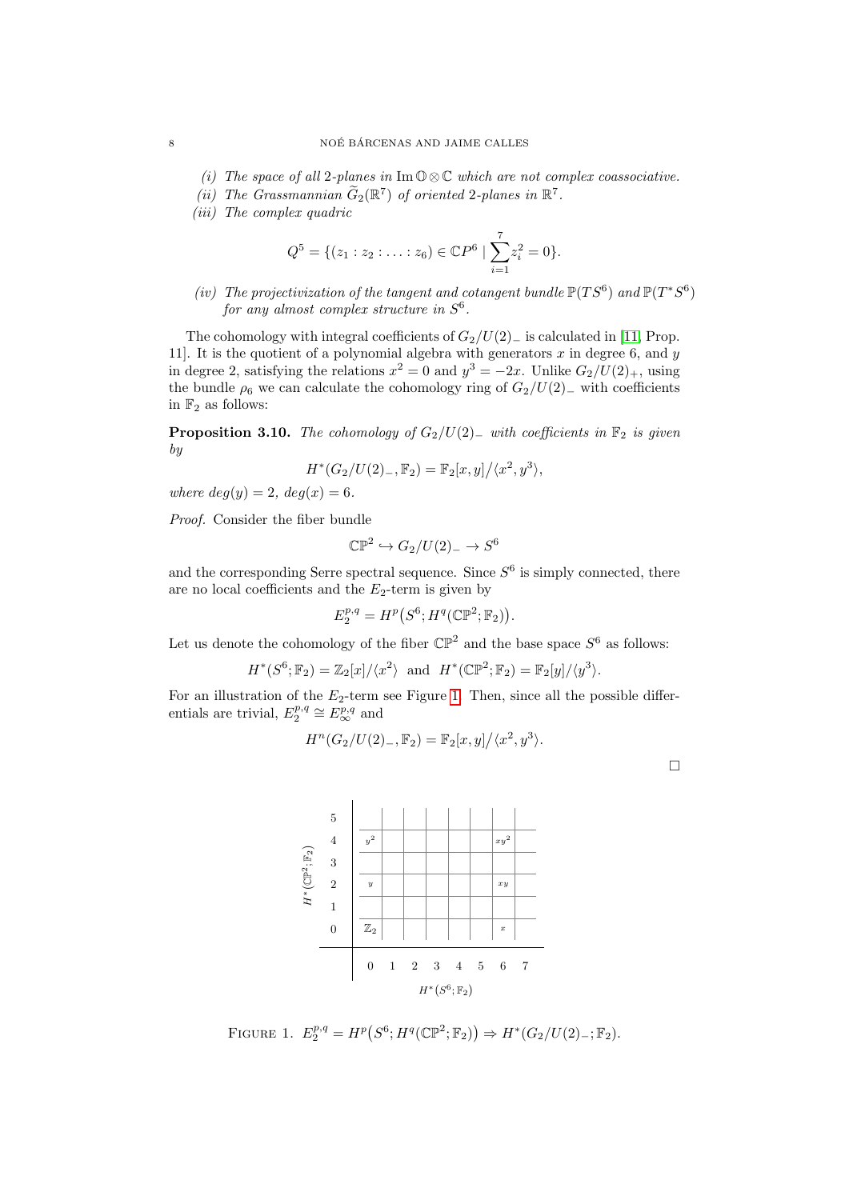*(i) The space of all 2-planes in* $\mathrm{Im}\,\mathbb{O}\otimes\mathbb{C}$ *which are not complex coassociative.*

*(ii) The Grassmannian* $\widetilde{G}_2(\mathbb{R}^7)$ *of oriented 2-planes in* $\mathbb{R}^7$*.*

*(iii) The complex quadric*

$$Q^5 = \{(z_1 : z_2 : \ldots : z_6) \in \mathbb{C}P^6 \mid \sum_{i=1}^{7} z_i^2 = 0\}.$$

*(iv) The projectivization of the tangent and cotangent bundle* $\mathbb{P}(TS^6)$ *and* $\mathbb{P}(T^*S^6)$ *for any almost complex structure in* $S^6$*.*

The cohomology with integral coefficients of $G_2/U(2)_-$ is calculated in [11, Prop. 11]. It is the quotient of a polynomial algebra with generators $x$ in degree 6, and $y$ in degree 2, satisfying the relations $x^2 = 0$ and $y^3 = -2x$. Unlike $G_2/U(2)_+$, using the bundle $\rho_6$ we can calculate the cohomology ring of $G_2/U(2)_-$ with coefficients in $\mathbb{F}_2$ as follows:

**Proposition 3.10.** *The cohomology of* $G_2/U(2)_-$ *with coefficients in* $\mathbb{F}_2$ *is given by*

$$H^*(G_2/U(2)_-, \mathbb{F}_2) = \mathbb{F}_2[x, y]/\langle x^2, y^3\rangle,$$

*where* $deg(y) = 2$*,* $deg(x) = 6$*.*

*Proof.* Consider the fiber bundle

$$\mathbb{CP}^2 \hookrightarrow G_2/U(2)_- \to S^6$$

and the corresponding Serre spectral sequence. Since $S^6$ is simply connected, there are no local coefficients and the $E_2$-term is given by

$$E_2^{p,q} = H^p\big(S^6; H^q(\mathbb{CP}^2; \mathbb{F}_2)\big).$$

Let us denote the cohomology of the fiber $\mathbb{CP}^2$ and the base space $S^6$ as follows:

$$H^*(S^6; \mathbb{F}_2) = \mathbb{Z}_2[x]/\langle x^2\rangle \text{ and } H^*(\mathbb{CP}^2; \mathbb{F}_2) = \mathbb{F}_2[y]/\langle y^3\rangle.$$

For an illustration of the $E_2$-term see Figure 1. Then, since all the possible differentials are trivial, $E_2^{p,q} \cong E_\infty^{p,q}$ and

$$H^n(G_2/U(2)_-, \mathbb{F}_2) = \mathbb{F}_2[x, y]/\langle x^2, y^3\rangle.$$

∎

| $H^*(\mathbb{CP}^2;\mathbb{F}_2)$ | | | | | | | | |
|---|---|---|---|---|---|---|---|---|
| 5 | | | | | | | | |
| 4 | $y^2$ | | | | | | $xy^2$ | |
| 3 | | | | | | | | |
| 2 | $y$ | | | | | | $xy$ | |
| 1 | | | | | | | | |
| 0 | $\mathbb{Z}_2$ | | | | | | $x$ | |
| | 0 | 1 | 2 | 3 | 4 | 5 | 6 | 7 |
| | $H^*(S^6;\mathbb{F}_2)$ | | | | | | | |

FIGURE 1. $E_2^{p,q} = H^p\big(S^6; H^q(\mathbb{CP}^2; \mathbb{F}_2)\big) \Rightarrow H^*(G_2/U(2)_-; \mathbb{F}_2)$.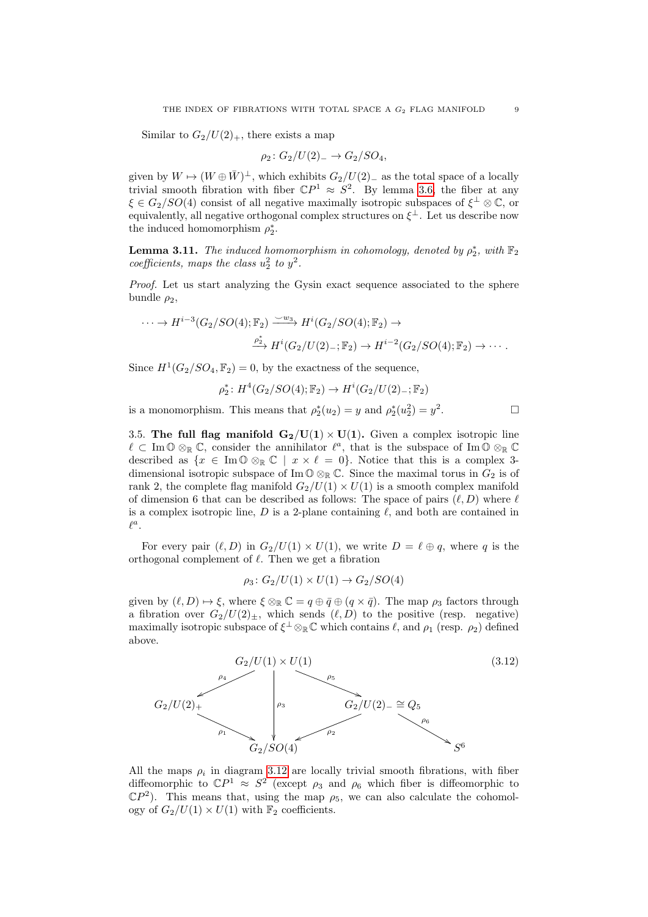Similar to $G_2/U(2)_+$, there exists a map

$$\rho_2 \colon G_2/U(2)_- \to G_2/SO_4,$$

given by $W \mapsto (W \oplus \bar{W})^\perp$, which exhibits $G_2/U(2)_-$ as the total space of a locally trivial smooth fibration with fiber $\mathbb{C}P^1 \approx S^2$. By lemma 3.6, the fiber at any $\xi \in G_2/SO(4)$ consist of all negative maximally isotropic subspaces of $\xi^\perp \otimes \mathbb{C}$, or equivalently, all negative orthogonal complex structures on $\xi^\perp$. Let us describe now the induced homomorphism $\rho_2^*$.

**Lemma 3.11.** *The induced homomorphism in cohomology, denoted by $\rho_2^*$, with $\mathbb{F}_2$ coefficients, maps the class $u_2^2$ to $y^2$.*

*Proof.* Let us start analyzing the Gysin exact sequence associated to the sphere bundle $\rho_2$,

$$\cdots \to H^{i-3}(G_2/SO(4);\mathbb{F}_2) \xrightarrow{\smile w_3} H^i(G_2/SO(4);\mathbb{F}_2) \to$$
$$\xrightarrow{\rho_2^*} H^i(G_2/U(2)_-;\mathbb{F}_2) \to H^{i-2}(G_2/SO(4);\mathbb{F}_2) \to \cdots.$$

Since $H^1(G_2/SO_4,\mathbb{F}_2) = 0$, by the exactness of the sequence,

$$\rho_2^* \colon H^4(G_2/SO(4);\mathbb{F}_2) \to H^i(G_2/U(2)_-;\mathbb{F}_2)$$

is a monomorphism. This means that $\rho_2^*(u_2) = y$ and $\rho_2^*(u_2^2) = y^2$. □

3.5. **The full flag manifold $\mathbf{G_2/U(1) \times U(1)}$.** Given a complex isotropic line $\ell \subset \operatorname{Im}\mathbb{O} \otimes_\mathbb{R} \mathbb{C}$, consider the annihilator $\ell^a$, that is the subspace of $\operatorname{Im}\mathbb{O} \otimes_\mathbb{R} \mathbb{C}$ described as $\{x \in \operatorname{Im}\mathbb{O} \otimes_\mathbb{R} \mathbb{C} \mid x \times \ell = 0\}$. Notice that this is a complex 3-dimensional isotropic subspace of $\operatorname{Im}\mathbb{O} \otimes_\mathbb{R} \mathbb{C}$. Since the maximal torus in $G_2$ is of rank 2, the complete flag manifold $G_2/U(1) \times U(1)$ is a smooth complex manifold of dimension 6 that can be described as follows: The space of pairs $(\ell, D)$ where $\ell$ is a complex isotropic line, $D$ is a 2-plane containing $\ell$, and both are contained in $\ell^a$.

For every pair $(\ell, D)$ in $G_2/U(1) \times U(1)$, we write $D = \ell \oplus q$, where $q$ is the orthogonal complement of $\ell$. Then we get a fibration

$$\rho_3 \colon G_2/U(1) \times U(1) \to G_2/SO(4)$$

given by $(\ell, D) \mapsto \xi$, where $\xi \otimes_\mathbb{R} \mathbb{C} = q \oplus \bar{q} \oplus (q \times \bar{q})$. The map $\rho_3$ factors through a fibration over $G_2/U(2)_\pm$, which sends $(\ell, D)$ to the positive (resp. negative) maximally isotropic subspace of $\xi^\perp \otimes_\mathbb{R} \mathbb{C}$ which contains $\ell$, and $\rho_1$ (resp. $\rho_2$) defined above.

$$\begin{array}{ccccc} & & G_2/U(1)\times U(1) & & \\ & \swarrow^{\rho_4} & \downarrow^{\rho_3} & \searrow^{\rho_5} & \\ G_2/U(2)_+ & & & & G_2/U(2)_- \cong Q_5 \\ & \searrow_{\rho_1} & & \swarrow_{\rho_2} & \qquad \searrow^{\rho_6} \\ & & G_2/SO(4) & & \qquad\qquad S^6 \end{array} \tag{3.12}$$

All the maps $\rho_i$ in diagram 3.12 are locally trivial smooth fibrations, with fiber diffeomorphic to $\mathbb{C}P^1 \approx S^2$ (except $\rho_3$ and $\rho_6$ which fiber is diffeomorphic to $\mathbb{C}P^2$). This means that, using the map $\rho_5$, we can also calculate the cohomology of $G_2/U(1) \times U(1)$ with $\mathbb{F}_2$ coefficients.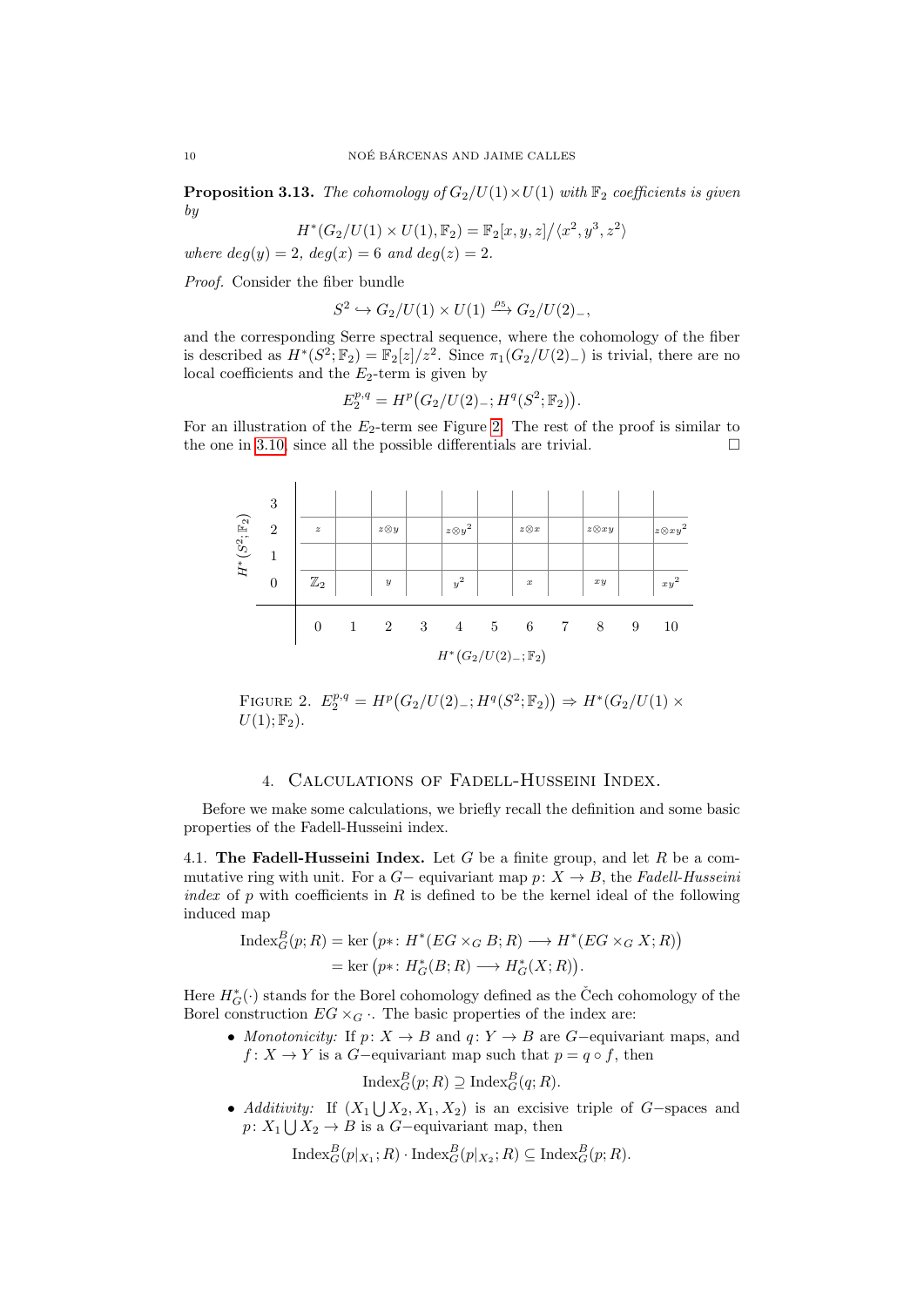**Proposition 3.13.** *The cohomology of $G_2/U(1)\times U(1)$ with $\mathbb{F}_2$ coefficients is given by*

$$H^*(G_2/U(1)\times U(1),\mathbb{F}_2) = \mathbb{F}_2[x,y,z]/\langle x^2,y^3,z^2\rangle$$

*where $deg(y)=2$, $deg(x)=6$ and $deg(z)=2$.*

*Proof.* Consider the fiber bundle

$$S^2 \hookrightarrow G_2/U(1)\times U(1) \xrightarrow{\rho_5} G_2/U(2)_-,$$

and the corresponding Serre spectral sequence, where the cohomology of the fiber is described as $H^*(S^2;\mathbb{F}_2)=\mathbb{F}_2[z]/z^2$. Since $\pi_1(G_2/U(2)_-)$ is trivial, there are no local coefficients and the $E_2$-term is given by

$$E_2^{p,q} = H^p\big(G_2/U(2)_-; H^q(S^2;\mathbb{F}_2)\big).$$

For an illustration of the $E_2$-term see Figure 2. The rest of the proof is similar to the one in 3.10, since all the possible differentials are trivial. $\square$

| $H^*(S^2;\mathbb{F}_2)$ | | | | | | | | | | | |
|---|---|---|---|---|---|---|---|---|---|---|---|
| 3 | | | | | | | | | | | |
| 2 | $z$ | | $z\otimes y$ | | $z\otimes y^2$ | | $z\otimes x$ | | $z\otimes xy$ | | $z\otimes xy^2$ |
| 1 | | | | | | | | | | | |
| 0 | $\mathbb{Z}_2$ | | $y$ | | $y^2$ | | $x$ | | $xy$ | | $xy^2$ |
| | 0 | 1 | 2 | 3 | 4 | 5 | 6 | 7 | 8 | 9 | 10 |
| | $H^*(G_2/U(2)_-;\mathbb{F}_2)$ | | | | | | | | | | |

FIGURE 2. $E_2^{p,q} = H^p\big(G_2/U(2)_-; H^q(S^2;\mathbb{F}_2)\big) \Rightarrow H^*(G_2/U(1)\times U(1);\mathbb{F}_2)$.

## 4. Calculations of Fadell-Husseini Index.

Before we make some calculations, we briefly recall the definition and some basic properties of the Fadell-Husseini index.

4.1. **The Fadell-Husseini Index.** Let $G$ be a finite group, and let $R$ be a commutative ring with unit. For a $G-$ equivariant map $p\colon X\to B$, the *Fadell-Husseini index* of $p$ with coefficients in $R$ is defined to be the kernel ideal of the following induced map

$$\begin{aligned}\operatorname{Index}_G^B(p;R) &= \ker\big(p*\colon H^*(EG\times_G B;R)\longrightarrow H^*(EG\times_G X;R)\big)\\ &= \ker\big(p*\colon H^*_G(B;R)\longrightarrow H^*_G(X;R)\big).\end{aligned}$$

Here $H^*_G(\cdot)$ stands for the Borel cohomology defined as the Čech cohomology of the Borel construction $EG\times_G\cdot$. The basic properties of the index are:

- *Monotonicity:* If $p\colon X\to B$ and $q\colon Y\to B$ are $G-$equivariant maps, and $f\colon X\to Y$ is a $G-$equivariant map such that $p=q\circ f$, then
$$\operatorname{Index}_G^B(p;R)\supseteq \operatorname{Index}_G^B(q;R).$$
- *Additivity:* If $(X_1\bigcup X_2, X_1, X_2)$ is an excisive triple of $G-$spaces and $p\colon X_1\bigcup X_2\to B$ is a $G-$equivariant map, then
$$\operatorname{Index}_G^B(p|_{X_1};R)\cdot \operatorname{Index}_G^B(p|_{X_2};R)\subseteq \operatorname{Index}_G^B(p;R).$$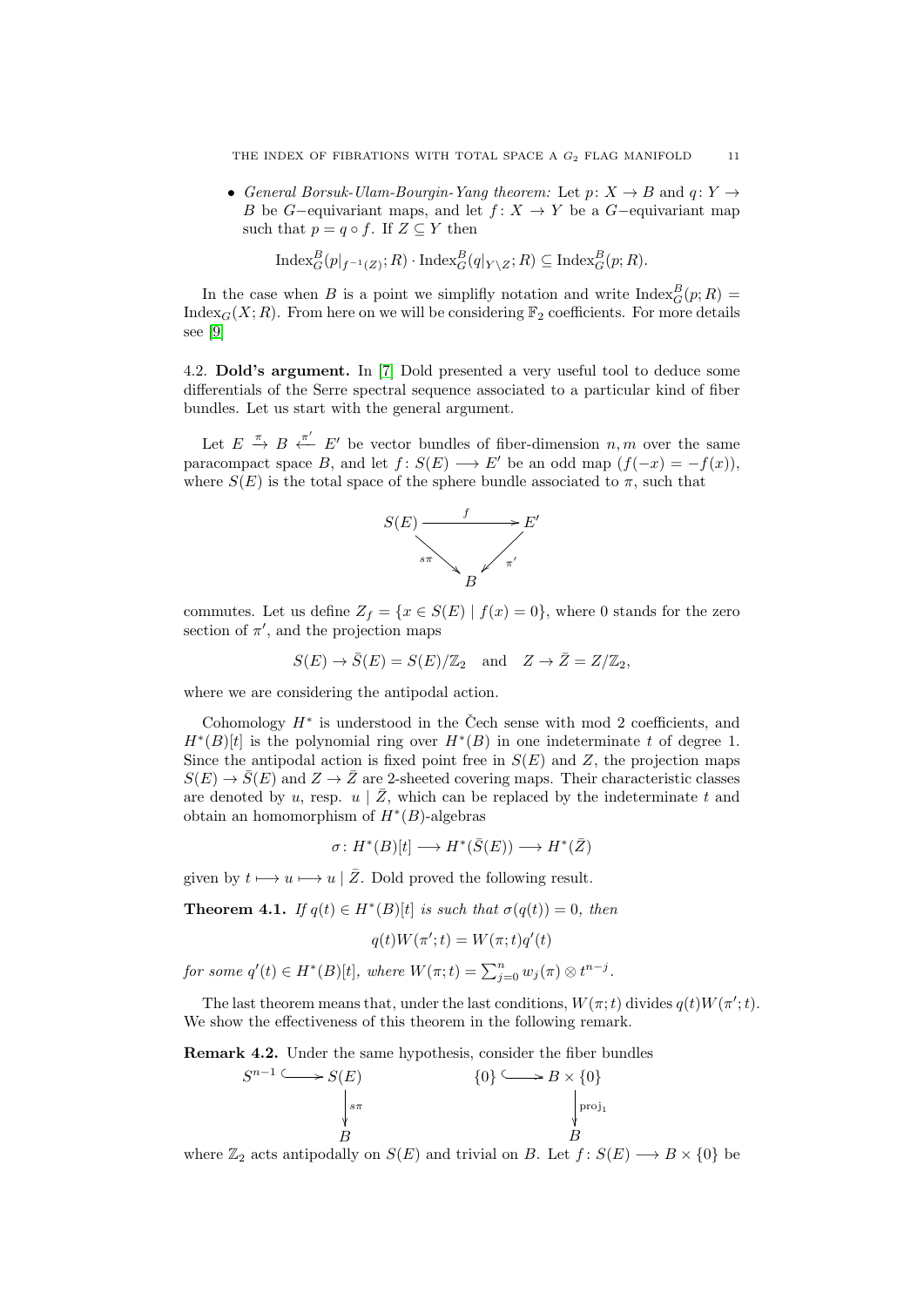- *General Borsuk-Ulam-Bourgin-Yang theorem:* Let $p\colon X \to B$ and $q\colon Y \to B$ be $G-$equivariant maps, and let $f\colon X \to Y$ be a $G-$equivariant map such that $p = q \circ f$. If $Z \subseteq Y$ then

$$\mathrm{Index}_G^B(p|_{f^{-1}(Z)}; R) \cdot \mathrm{Index}_G^B(q|_{Y\setminus Z}; R) \subseteq \mathrm{Index}_G^B(p; R).$$

In the case when $B$ is a point we simplifly notation and write $\mathrm{Index}_G^B(p; R) = \mathrm{Index}_G(X; R)$. From here on we will be considering $\mathbb{F}_2$ coefficients. For more details see [9]

## 4.2. Dold's argument.

In [7] Dold presented a very useful tool to deduce some differentials of the Serre spectral sequence associated to a particular kind of fiber bundles. Let us start with the general argument.

Let $E \xrightarrow{\pi} B \xleftarrow{\pi'} E'$ be vector bundles of fiber-dimension $n, m$ over the same paracompact space $B$, and let $f\colon S(E) \longrightarrow E'$ be an odd map ($f(-x) = -f(x)$), where $S(E)$ is the total space of the sphere bundle associated to $\pi$, such that

$$\begin{array}{ccc} S(E) & \xrightarrow{\quad f \quad} & E' \\ & {\scriptstyle s\pi}\searrow \quad \swarrow{\scriptstyle \pi'} & \\ & B & \end{array}$$

commutes. Let us define $Z_f = \{x \in S(E) \mid f(x) = 0\}$, where $0$ stands for the zero section of $\pi'$, and the projection maps

$$S(E) \to \bar{S}(E) = S(E)/\mathbb{Z}_2 \quad \text{and} \quad Z \to \bar{Z} = Z/\mathbb{Z}_2,$$

where we are considering the antipodal action.

Cohomology $H^*$ is understood in the Čech sense with mod 2 coefficients, and $H^*(B)[t]$ is the polynomial ring over $H^*(B)$ in one indeterminate $t$ of degree 1. Since the antipodal action is fixed point free in $S(E)$ and $Z$, the projection maps $S(E) \to \bar{S}(E)$ and $Z \to \bar{Z}$ are 2-sheeted covering maps. Their characteristic classes are denoted by $u$, resp. $u \mid \bar{Z}$, which can be replaced by the indeterminate $t$ and obtain an homomorphism of $H^*(B)$-algebras

$$\sigma\colon H^*(B)[t] \longrightarrow H^*(\bar{S}(E)) \longrightarrow H^*(\bar{Z})$$

given by $t \longmapsto u \longmapsto u \mid \bar{Z}$. Dold proved the following result.

**Theorem 4.1.** *If $q(t) \in H^*(B)[t]$ is such that $\sigma(q(t)) = 0$, then*

$$q(t)W(\pi'; t) = W(\pi; t)q'(t)$$

*for some $q'(t) \in H^*(B)[t]$, where $W(\pi; t) = \sum_{j=0}^{n} w_j(\pi) \otimes t^{n-j}$.*

The last theorem means that, under the last conditions, $W(\pi; t)$ divides $q(t)W(\pi'; t)$. We show the effectiveness of this theorem in the following remark.

**Remark 4.2.** Under the same hypothesis, consider the fiber bundles

$$\begin{array}{ccc} S^{n-1} & \hookrightarrow & S(E) \\ & & \downarrow{\scriptstyle s\pi} \\ & & B \end{array} \qquad\qquad \begin{array}{ccc} \{0\} & \hookrightarrow & B \times \{0\} \\ & & \downarrow{\scriptstyle \mathrm{proj}_1} \\ & & B \end{array}$$

where $\mathbb{Z}_2$ acts antipodally on $S(E)$ and trivial on $B$. Let $f\colon S(E) \longrightarrow B \times \{0\}$ be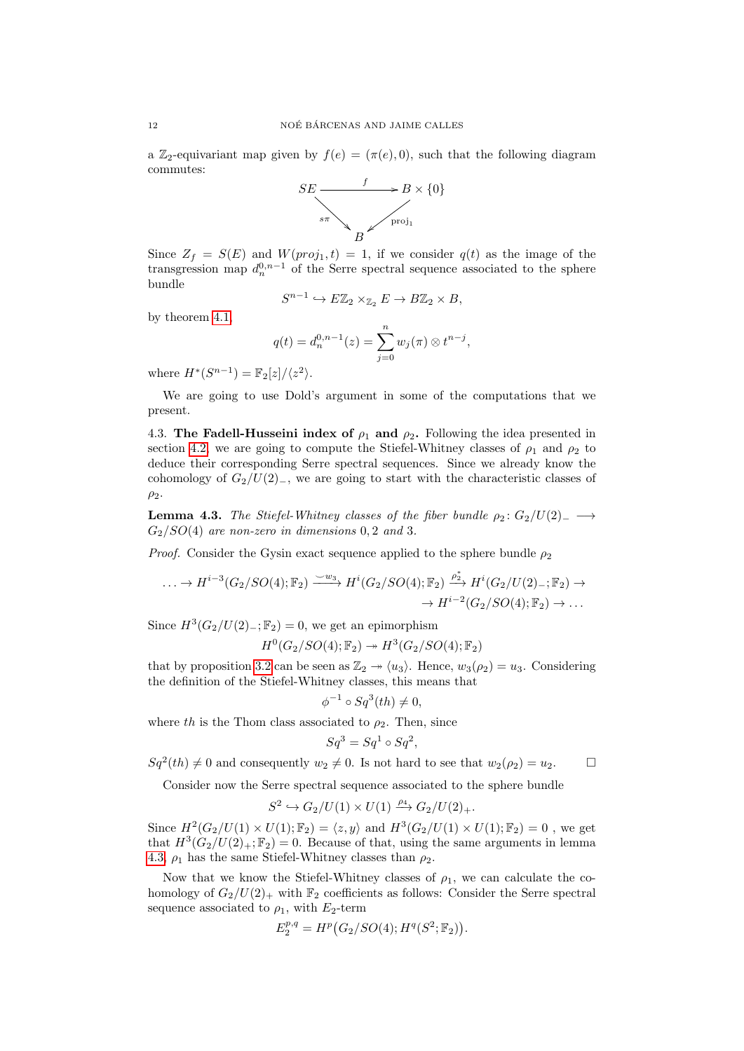a $\mathbb{Z}_2$-equivariant map given by $f(e) = (\pi(e), 0)$, such that the following diagram commutes:

$$\begin{array}{ccc} SE & \xrightarrow{\quad f \quad} & B \times \{0\} \\ & {\scriptstyle s\pi}\searrow \quad \swarrow{\scriptstyle \text{proj}_1} & \\ & B & \end{array}$$

Since $Z_f = S(E)$ and $W(proj_1, t) = 1$, if we consider $q(t)$ as the image of the transgression map $d_n^{0,n-1}$ of the Serre spectral sequence associated to the sphere bundle

$$S^{n-1} \hookrightarrow E\mathbb{Z}_2 \times_{\mathbb{Z}_2} E \to B\mathbb{Z}_2 \times B,$$

by theorem 4.1,

$$q(t) = d_n^{0,n-1}(z) = \sum_{j=0}^{n} w_j(\pi) \otimes t^{n-j},$$

where $H^*(S^{n-1}) = \mathbb{F}_2[z]/\langle z^2 \rangle$.

We are going to use Dold's argument in some of the computations that we present.

4.3. **The Fadell-Husseini index of $\rho_1$ and $\rho_2$.** Following the idea presented in section 4.2, we are going to compute the Stiefel-Whitney classes of $\rho_1$ and $\rho_2$ to deduce their corresponding Serre spectral sequences. Since we already know the cohomology of $G_2/U(2)_-$, we are going to start with the characteristic classes of $\rho_2$.

**Lemma 4.3.** *The Stiefel-Whitney classes of the fiber bundle $\rho_2 \colon G_2/U(2)_- \longrightarrow G_2/SO(4)$ are non-zero in dimensions $0, 2$ and $3$.*

*Proof.* Consider the Gysin exact sequence applied to the sphere bundle $\rho_2$

$$\ldots \to H^{i-3}(G_2/SO(4); \mathbb{F}_2) \xrightarrow{\smile w_3} H^i(G_2/SO(4); \mathbb{F}_2) \xrightarrow{\rho_2^*} H^i(G_2/U(2)_-; \mathbb{F}_2) \to$$
$$\to H^{i-2}(G_2/SO(4); \mathbb{F}_2) \to \ldots$$

Since $H^3(G_2/U(2)_-; \mathbb{F}_2) = 0$, we get an epimorphism

$$H^0(G_2/SO(4); \mathbb{F}_2) \twoheadrightarrow H^3(G_2/SO(4); \mathbb{F}_2)$$

that by proposition 3.2 can be seen as $\mathbb{Z}_2 \twoheadrightarrow \langle u_3 \rangle$. Hence, $w_3(\rho_2) = u_3$. Considering the definition of the Stiefel-Whitney classes, this means that

$$\phi^{-1} \circ Sq^3(th) \neq 0,$$

where $th$ is the Thom class associated to $\rho_2$. Then, since

$$Sq^3 = Sq^1 \circ Sq^2,$$

$Sq^2(th) \neq 0$ and consequently $w_2 \neq 0$. Is not hard to see that $w_2(\rho_2) = u_2$. $\square$

Consider now the Serre spectral sequence associated to the sphere bundle

$$S^2 \hookrightarrow G_2/U(1) \times U(1) \xrightarrow{\rho_4} G_2/U(2)_+.$$

Since $H^2(G_2/U(1) \times U(1); \mathbb{F}_2) = \langle z, y \rangle$ and $H^3(G_2/U(1) \times U(1); \mathbb{F}_2) = 0$ , we get that $H^3(G_2/U(2)_+; \mathbb{F}_2) = 0$. Because of that, using the same arguments in lemma 4.3, $\rho_1$ has the same Stiefel-Whitney classes than $\rho_2$.

Now that we know the Stiefel-Whitney classes of $\rho_1$, we can calculate the cohomology of $G_2/U(2)_+$ with $\mathbb{F}_2$ coefficients as follows: Consider the Serre spectral sequence associated to $\rho_1$, with $E_2$-term

$$E_2^{p,q} = H^p\big(G_2/SO(4); H^q(S^2; \mathbb{F}_2)\big).$$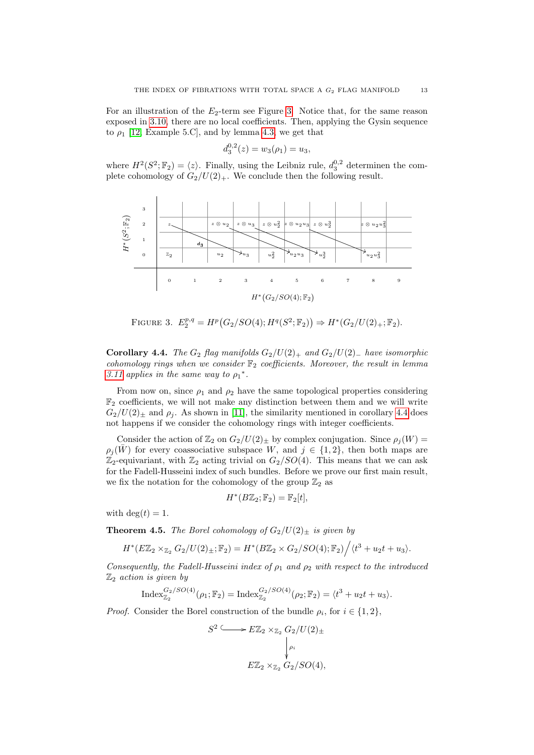For an illustration of the $E_2$-term see Figure 3. Notice that, for the same reason exposed in 3.10, there are no local coefficients. Then, applying the Gysin sequence to $\rho_1$ [12, Example 5.C], and by lemma 4.3, we get that

$$d_3^{0,2}(z) = w_3(\rho_1) = u_3,$$

where $H^2(S^2; \mathbb{F}_2) = \langle z \rangle$. Finally, using the Leibniz rule, $d_3^{0,2}$ determinen the complete cohomology of $G_2/U(2)_+$. We conclude then the following result.

FIGURE 3. $E_2^{p,q} = H^p\big(G_2/SO(4); H^q(S^2; \mathbb{F}_2)\big) \Rightarrow H^*(G_2/U(2)_+; \mathbb{F}_2)$.

**Corollary 4.4.** *The $G_2$ flag manifolds $G_2/U(2)_+$ and $G_2/U(2)_-$ have isomorphic cohomology rings when we consider $\mathbb{F}_2$ coefficients. Moreover, the result in lemma 3.11 applies in the same way to $\rho_1{}^*$.*

From now on, since $\rho_1$ and $\rho_2$ have the same topological properties considering $\mathbb{F}_2$ coefficients, we will not make any distinction between them and we will write $G_2/U(2)_\pm$ and $\rho_j$. As shown in [11], the similarity mentioned in corollary 4.4 does not happens if we consider the cohomology rings with integer coefficients.

Consider the action of $\mathbb{Z}_2$ on $G_2/U(2)_\pm$ by complex conjugation. Since $\rho_j(W) = \rho_j(\bar{W})$ for every coassociative subspace $W$, and $j \in \{1, 2\}$, then both maps are $\mathbb{Z}_2$-equivariant, with $\mathbb{Z}_2$ acting trivial on $G_2/SO(4)$. This means that we can ask for the Fadell-Husseini index of such bundles. Before we prove our first main result, we fix the notation for the cohomology of the group $\mathbb{Z}_2$ as

$$H^*(B\mathbb{Z}_2; \mathbb{F}_2) = \mathbb{F}_2[t],$$

with $\deg(t) = 1$.

**Theorem 4.5.** *The Borel cohomology of $G_2/U(2)_\pm$ is given by*

$$H^*(E\mathbb{Z}_2 \times_{\mathbb{Z}_2} G_2/U(2)_\pm; \mathbb{F}_2) = H^*(B\mathbb{Z}_2 \times G_2/SO(4); \mathbb{F}_2) \Big/ \langle t^3 + u_2 t + u_3 \rangle.$$

*Consequently, the Fadell-Husseini index of $\rho_1$ and $\rho_2$ with respect to the introduced $\mathbb{Z}_2$ action is given by*

$$\mathrm{Index}_{\mathbb{Z}_2}^{G_2/SO(4)}(\rho_1; \mathbb{F}_2) = \mathrm{Index}_{\mathbb{Z}_2}^{G_2/SO(4)}(\rho_2; \mathbb{F}_2) = \langle t^3 + u_2 t + u_3 \rangle.$$

*Proof.* Consider the Borel construction of the bundle $\rho_i$, for $i \in \{1, 2\}$,

$$\begin{array}{ccc} S^2 & \hookrightarrow & E\mathbb{Z}_2 \times_{\mathbb{Z}_2} G_2/U(2)_\pm \\ & & \big\downarrow \rho_i \\ & & E\mathbb{Z}_2 \times_{\mathbb{Z}_2} G_2/SO(4), \end{array}$$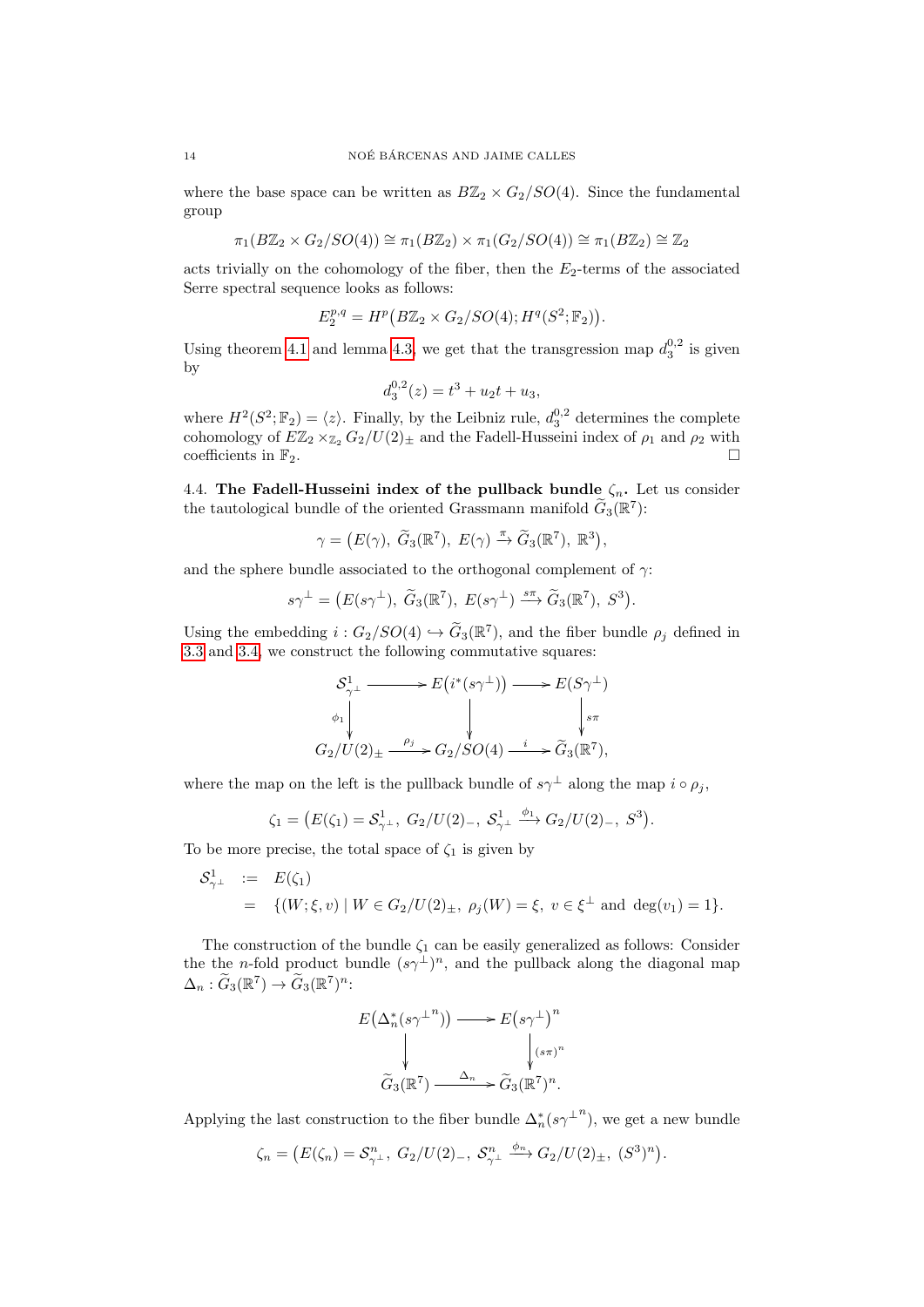where the base space can be written as $B\mathbb{Z}_2 \times G_2/SO(4)$. Since the fundamental group

$$\pi_1(B\mathbb{Z}_2 \times G_2/SO(4)) \cong \pi_1(B\mathbb{Z}_2) \times \pi_1(G_2/SO(4)) \cong \pi_1(B\mathbb{Z}_2) \cong \mathbb{Z}_2$$

acts trivially on the cohomology of the fiber, then the $E_2$-terms of the associated Serre spectral sequence looks as follows:

$$E_2^{p,q} = H^p\big(B\mathbb{Z}_2 \times G_2/SO(4); H^q(S^2;\mathbb{F}_2)\big).$$

Using theorem 4.1 and lemma 4.3, we get that the transgression map $d_3^{0,2}$ is given by

$$d_3^{0,2}(z) = t^3 + u_2 t + u_3,$$

where $H^2(S^2;\mathbb{F}_2) = \langle z \rangle$. Finally, by the Leibniz rule, $d_3^{0,2}$ determines the complete cohomology of $E\mathbb{Z}_2 \times_{\mathbb{Z}_2} G_2/U(2)_\pm$ and the Fadell-Husseini index of $\rho_1$ and $\rho_2$ with coefficients in $\mathbb{F}_2$. □

4.4. **The Fadell-Husseini index of the pullback bundle $\zeta_n$.** Let us consider the tautological bundle of the oriented Grassmann manifold $\widetilde{G}_3(\mathbb{R}^7)$:

$$\gamma = \big(E(\gamma),\ \widetilde{G}_3(\mathbb{R}^7),\ E(\gamma) \xrightarrow{\pi} \widetilde{G}_3(\mathbb{R}^7),\ \mathbb{R}^3\big),$$

and the sphere bundle associated to the orthogonal complement of $\gamma$:

$$s\gamma^\perp = \big(E(s\gamma^\perp),\ \widetilde{G}_3(\mathbb{R}^7),\ E(s\gamma^\perp) \xrightarrow{s\pi} \widetilde{G}_3(\mathbb{R}^7),\ S^3\big).$$

Using the embedding $i : G_2/SO(4) \hookrightarrow \widetilde{G}_3(\mathbb{R}^7)$, and the fiber bundle $\rho_j$ defined in 3.3 and 3.4, we construct the following commutative squares:

$$\begin{array}{ccccc}
\mathcal{S}^1_{\gamma^\perp} & \longrightarrow & E\big(i^*(s\gamma^\perp)\big) & \longrightarrow & E(S\gamma^\perp) \\
\downarrow{\scriptstyle \phi_1} & & \downarrow & & \downarrow{\scriptstyle s\pi} \\
G_2/U(2)_\pm & \xrightarrow{\rho_j} & G_2/SO(4) & \xrightarrow{i} & \widetilde{G}_3(\mathbb{R}^7),
\end{array}$$

where the map on the left is the pullback bundle of $s\gamma^\perp$ along the map $i \circ \rho_j$,

$$\zeta_1 = \big(E(\zeta_1) = \mathcal{S}^1_{\gamma^\perp},\ G_2/U(2)_-,\ \mathcal{S}^1_{\gamma^\perp} \xrightarrow{\phi_1} G_2/U(2)_-,\ S^3\big).$$

To be more precise, the total space of $\zeta_1$ is given by

$$\begin{aligned}
\mathcal{S}^1_{\gamma^\perp} &:= E(\zeta_1) \\
&= \{(W;\xi,v) \mid W \in G_2/U(2)_\pm,\ \rho_j(W) = \xi,\ v \in \xi^\perp \text{ and } \deg(v_1) = 1\}.
\end{aligned}$$

The construction of the bundle $\zeta_1$ can be easily generalized as follows: Consider the the $n$-fold product bundle $(s\gamma^\perp)^n$, and the pullback along the diagonal map $\Delta_n : \widetilde{G}_3(\mathbb{R}^7) \to \widetilde{G}_3(\mathbb{R}^7)^n$:

$$\begin{array}{ccc}
E\big(\Delta_n^*(s{\gamma^\perp}^n)\big) & \longrightarrow & E\big(s\gamma^\perp\big)^n \\
\downarrow & & \downarrow{\scriptstyle (s\pi)^n} \\
\widetilde{G}_3(\mathbb{R}^7) & \xrightarrow{\Delta_n} & \widetilde{G}_3(\mathbb{R}^7)^n.
\end{array}$$

Applying the last construction to the fiber bundle $\Delta_n^*(s{\gamma^\perp}^n)$, we get a new bundle

$$\zeta_n = \big(E(\zeta_n) = \mathcal{S}^n_{\gamma^\perp},\ G_2/U(2)_-,\ \mathcal{S}^n_{\gamma^\perp} \xrightarrow{\phi_n} G_2/U(2)_\pm,\ (S^3)^n\big).$$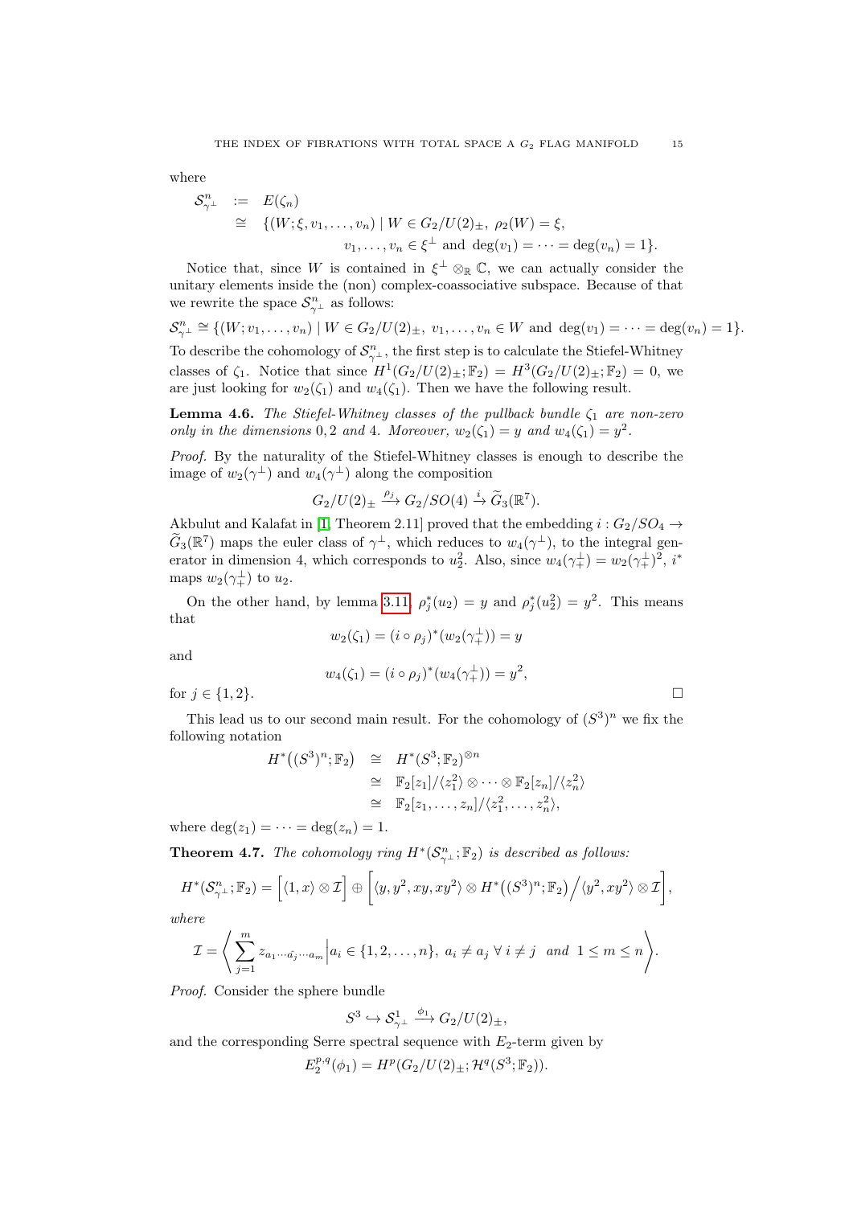where

$$
\begin{aligned}
\mathcal{S}^n_{\gamma^\perp} &:= E(\zeta_n) \\
&\cong \{(W; \xi, v_1, \ldots, v_n) \mid W \in G_2/U(2)_\pm,\ \rho_2(W) = \xi, \\
&\qquad v_1, \ldots, v_n \in \xi^\perp \text{ and } \deg(v_1) = \cdots = \deg(v_n) = 1\}.
\end{aligned}
$$

Notice that, since $W$ is contained in $\xi^\perp \otimes_{\mathbb{R}} \mathbb{C}$, we can actually consider the unitary elements inside the (non) complex-coassociative subspace. Because of that we rewrite the space $\mathcal{S}^n_{\gamma^\perp}$ as follows:

$$\mathcal{S}^n_{\gamma^\perp} \cong \{(W; v_1, \ldots, v_n) \mid W \in G_2/U(2)_\pm,\ v_1, \ldots, v_n \in W \text{ and } \deg(v_1) = \cdots = \deg(v_n) = 1\}.$$

To describe the cohomology of $\mathcal{S}^n_{\gamma^\perp}$, the first step is to calculate the Stiefel-Whitney classes of $\zeta_1$. Notice that since $H^1(G_2/U(2)_\pm; \mathbb{F}_2) = H^3(G_2/U(2)_\pm; \mathbb{F}_2) = 0$, we are just looking for $w_2(\zeta_1)$ and $w_4(\zeta_1)$. Then we have the following result.

**Lemma 4.6.** *The Stiefel-Whitney classes of the pullback bundle $\zeta_1$ are non-zero only in the dimensions $0, 2$ and $4$. Moreover, $w_2(\zeta_1) = y$ and $w_4(\zeta_1) = y^2$.*

*Proof.* By the naturality of the Stiefel-Whitney classes is enough to describe the image of $w_2(\gamma^\perp)$ and $w_4(\gamma^\perp)$ along the composition

$$G_2/U(2)_\pm \xrightarrow{\rho_j} G_2/SO(4) \xrightarrow{i} \widetilde{G}_3(\mathbb{R}^7).$$

Akbulut and Kalafat in [1, Theorem 2.11] proved that the embedding $i : G_2/SO_4 \to \widetilde{G}_3(\mathbb{R}^7)$ maps the euler class of $\gamma^\perp$, which reduces to $w_4(\gamma^\perp)$, to the integral generator in dimension 4, which corresponds to $u_2^2$. Also, since $w_4(\gamma_+^\perp) = w_2(\gamma_+^\perp)^2$, $i^*$ maps $w_2(\gamma_+^\perp)$ to $u_2$.

On the other hand, by lemma 3.11, $\rho_j^*(u_2) = y$ and $\rho_j^*(u_2^2) = y^2$. This means that

$$w_2(\zeta_1) = (i \circ \rho_j)^*(w_2(\gamma_+^\perp)) = y$$

and

$$w_4(\zeta_1) = (i \circ \rho_j)^*(w_4(\gamma_+^\perp)) = y^2,$$

for $j \in \{1, 2\}$. $\square$

This lead us to our second main result. For the cohomology of $(S^3)^n$ we fix the following notation

$$
\begin{aligned}
H^*\big((S^3)^n; \mathbb{F}_2\big) &\cong H^*(S^3; \mathbb{F}_2)^{\otimes n} \\
&\cong \mathbb{F}_2[z_1]/\langle z_1^2 \rangle \otimes \cdots \otimes \mathbb{F}_2[z_n]/\langle z_n^2 \rangle \\
&\cong \mathbb{F}_2[z_1, \ldots, z_n]/\langle z_1^2, \ldots, z_n^2 \rangle,
\end{aligned}
$$

where $\deg(z_1) = \cdots = \deg(z_n) = 1$.

**Theorem 4.7.** *The cohomology ring $H^*(\mathcal{S}^n_{\gamma^\perp}; \mathbb{F}_2)$ is described as follows:*

$$H^*(\mathcal{S}^n_{\gamma^\perp}; \mathbb{F}_2) = \Big[\langle 1, x \rangle \otimes \mathcal{I}\Big] \oplus \Big[\langle y, y^2, xy, xy^2 \rangle \otimes H^*\big((S^3)^n; \mathbb{F}_2\big) \Big/ \langle y^2, xy^2 \rangle \otimes \mathcal{I}\Big],$$

*where*

$$\mathcal{I} = \left\langle \sum_{j=1}^{m} z_{a_1 \cdots \hat{a_j} \cdots a_m} \middle| a_i \in \{1, 2, \ldots, n\},\ a_i \neq a_j\ \forall\, i \neq j \ \text{ and } \ 1 \leq m \leq n \right\rangle.$$

*Proof.* Consider the sphere bundle

$$S^3 \hookrightarrow \mathcal{S}^1_{\gamma^\perp} \xrightarrow{\phi_1} G_2/U(2)_\pm,$$

and the corresponding Serre spectral sequence with $E_2$-term given by

$$E_2^{p,q}(\phi_1) = H^p(G_2/U(2)_\pm; \mathcal{H}^q(S^3; \mathbb{F}_2)).$$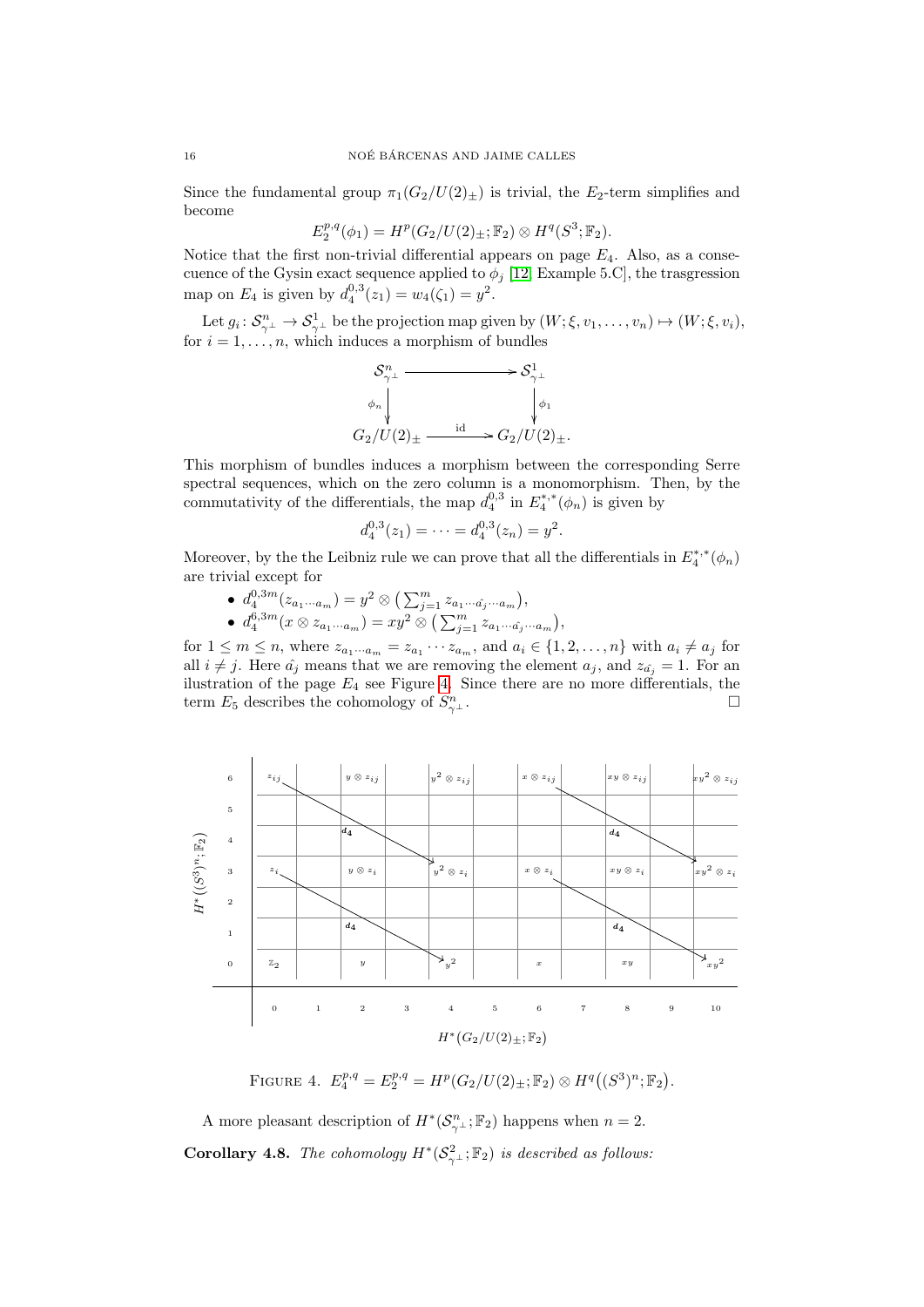Since the fundamental group $\pi_1(G_2/U(2)_\pm)$ is trivial, the $E_2$-term simplifies and become

$$E_2^{p,q}(\phi_1) = H^p(G_2/U(2)_\pm; \mathbb{F}_2) \otimes H^q(S^3; \mathbb{F}_2).$$

Notice that the first non-trivial differential appears on page $E_4$. Also, as a consecuence of the Gysin exact sequence applied to $\phi_j$ [12, Example 5.C], the trasgression map on $E_4$ is given by $d_4^{0,3}(z_1) = w_4(\zeta_1) = y^2$.

Let $g_i\colon \mathcal{S}^n_{\gamma^\perp} \to \mathcal{S}^1_{\gamma^\perp}$ be the projection map given by $(W; \xi, v_1, \dots, v_n) \mapsto (W; \xi, v_i)$, for $i = 1, \dots, n$, which induces a morphism of bundles

$$\begin{array}{ccc} \mathcal{S}^n_{\gamma^\perp} & \longrightarrow & \mathcal{S}^1_{\gamma^\perp} \\ \phi_n \big\downarrow & & \big\downarrow \phi_1 \\ G_2/U(2)_\pm & \xrightarrow{\ \text{id}\ } & G_2/U(2)_\pm. \end{array}$$

This morphism of bundles induces a morphism between the corresponding Serre spectral sequences, which on the zero column is a monomorphism. Then, by the commutativity of the differentials, the map $d_4^{0,3}$ in $E_4^{*,*}(\phi_n)$ is given by

$$d_4^{0,3}(z_1) = \cdots = d_4^{0,3}(z_n) = y^2.$$

Moreover, by the the Leibniz rule we can prove that all the differentials in $E_4^{*,*}(\phi_n)$ are trivial except for

- $d_4^{0,3m}(z_{a_1\cdots a_m}) = y^2 \otimes \big(\sum_{j=1}^m z_{a_1\cdots \hat{a_j}\cdots a_m}\big)$,
- $d_4^{6,3m}(x \otimes z_{a_1\cdots a_m}) = xy^2 \otimes \big(\sum_{j=1}^m z_{a_1\cdots \hat{a_j}\cdots a_m}\big)$,

for $1 \le m \le n$, where $z_{a_1\cdots a_m} = z_{a_1}\cdots z_{a_m}$, and $a_i \in \{1, 2, \dots, n\}$ with $a_i \neq a_j$ for all $i \neq j$. Here $\hat{a_j}$ means that we are removing the element $a_j$, and $z_{\hat{a_j}} = 1$. For an ilustration of the page $E_4$ see Figure 4. Since there are no more differentials, the term $E_5$ describes the cohomology of $S^n_{\gamma^\perp}$. $\square$

| $H^*((S^3)^n;\mathbb{F}_2)$ \ $H^*(G_2/U(2)_\pm;\mathbb{F}_2)$ | 0 | 1 | 2 | 3 | 4 | 5 | 6 | 7 | 8 | 9 | 10 |
|---|---|---|---|---|---|---|---|---|---|---|---|
| 6 | $z_{ij}$ | | $y\otimes z_{ij}$ | | $y^2\otimes z_{ij}$ | | $x\otimes z_{ij}$ | | $xy\otimes z_{ij}$ | | $xy^2\otimes z_{ij}$ |
| 5 | | | | | | | | | | | |
| 4 | | | $d_4$ | | | | | | $d_4$ | | |
| 3 | $z_i$ | | $y\otimes z_i$ | | $y^2\otimes z_i$ | | $x\otimes z_i$ | | $xy\otimes z_i$ | | $xy^2\otimes z_i$ |
| 2 | | | | | | | | | | | |
| 1 | | | $d_4$ | | | | | | $d_4$ | | |
| 0 | $\mathbb{Z}_2$ | | $y$ | | $y^2$ | | $x$ | | $xy$ | | $xy^2$ |

FIGURE 4. $E_4^{p,q} = E_2^{p,q} = H^p(G_2/U(2)_\pm; \mathbb{F}_2) \otimes H^q\big((S^3)^n; \mathbb{F}_2\big)$.

A more pleasant description of $H^*(\mathcal{S}^n_{\gamma^\perp}; \mathbb{F}_2)$ happens when $n = 2$.

**Corollary 4.8.** *The cohomology $H^*(\mathcal{S}^2_{\gamma^\perp}; \mathbb{F}_2)$ is described as follows:*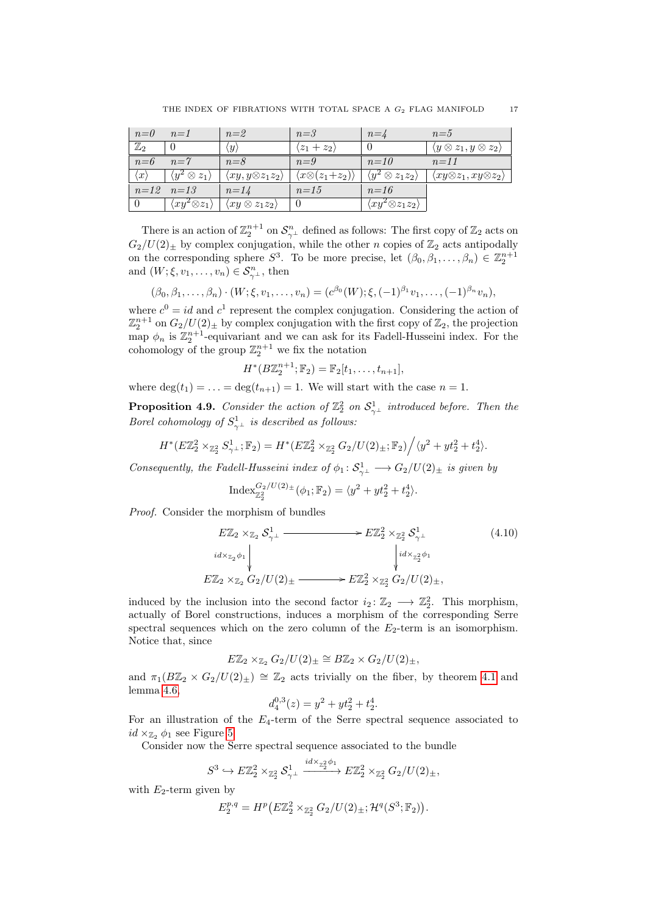| $n$=0 | $n$=1 | $n$=2 | $n$=3 | $n$=4 | $n$=5 |
|---|---|---|---|---|---|
| $\mathbb{Z}_2$ | 0 | $\langle y\rangle$ | $\langle z_1+z_2\rangle$ | 0 | $\langle y\otimes z_1, y\otimes z_2\rangle$ |
| $n$=6 | $n$=7 | $n$=8 | $n$=9 | $n$=10 | $n$=11 |
| $\langle x\rangle$ | $\langle y^2\otimes z_1\rangle$ | $\langle xy, y\otimes z_1z_2\rangle$ | $\langle x\otimes(z_1+z_2)\rangle$ | $\langle y^2\otimes z_1z_2\rangle$ | $\langle xy\otimes z_1, xy\otimes z_2\rangle$ |
| $n$=12 | $n$=13 | $n$=14 | $n$=15 | $n$=16 | |
| 0 | $\langle xy^2\otimes z_1\rangle$ | $\langle xy\otimes z_1z_2\rangle$ | 0 | $\langle xy^2\otimes z_1z_2\rangle$ | |

There is an action of $\mathbb{Z}_2^{n+1}$ on $\mathcal{S}^n_{\gamma^\perp}$ defined as follows: The first copy of $\mathbb{Z}_2$ acts on $G_2/U(2)_\pm$ by complex conjugation, while the other $n$ copies of $\mathbb{Z}_2$ acts antipodally on the corresponding sphere $S^3$. To be more precise, let $(\beta_0,\beta_1,\ldots,\beta_n)\in\mathbb{Z}_2^{n+1}$ and $(W;\xi,v_1,\ldots,v_n)\in\mathcal{S}^n_{\gamma^\perp}$, then

$$(\beta_0,\beta_1,\ldots,\beta_n)\cdot(W;\xi,v_1,\ldots,v_n)=(c^{\beta_0}(W);\xi,(-1)^{\beta_1}v_1,\ldots,(-1)^{\beta_n}v_n),$$

where $c^0=id$ and $c^1$ represent the complex conjugation. Considering the action of $\mathbb{Z}_2^{n+1}$ on $G_2/U(2)_\pm$ by complex conjugation with the first copy of $\mathbb{Z}_2$, the projection map $\phi_n$ is $\mathbb{Z}_2^{n+1}$-equivariant and we can ask for its Fadell-Husseini index. For the cohomology of the group $\mathbb{Z}_2^{n+1}$ we fix the notation

$$H^*(B\mathbb{Z}_2^{n+1};\mathbb{F}_2)=\mathbb{F}_2[t_1,\ldots,t_{n+1}],$$

where $\deg(t_1)=\ldots=\deg(t_{n+1})=1$. We will start with the case $n=1$.

**Proposition 4.9.** *Consider the action of $\mathbb{Z}_2^2$ on $\mathcal{S}^1_{\gamma^\perp}$ introduced before. Then the Borel cohomology of $S^1_{\gamma^\perp}$ is described as follows:*

$$H^*(E\mathbb{Z}_2^2\times_{\mathbb{Z}_2^2}S^1_{\gamma^\perp};\mathbb{F}_2)=H^*(E\mathbb{Z}_2^2\times_{\mathbb{Z}_2^2}G_2/U(2)_\pm;\mathbb{F}_2)\Big/\langle y^2+yt_2^2+t_2^4\rangle.$$

*Consequently, the Fadell-Husseini index of $\phi_1\colon\mathcal{S}^1_{\gamma^\perp}\longrightarrow G_2/U(2)_\pm$ is given by*

$$\operatorname{Index}^{G_2/U(2)_\pm}_{\mathbb{Z}_2^2}(\phi_1;\mathbb{F}_2)=\langle y^2+yt_2^2+t_2^4\rangle.$$

*Proof.* Consider the morphism of bundles

$$\begin{array}{ccc} E\mathbb{Z}_2\times_{\mathbb{Z}_2}\mathcal{S}^1_{\gamma^\perp} & \longrightarrow & E\mathbb{Z}_2^2\times_{\mathbb{Z}_2^2}\mathcal{S}^1_{\gamma^\perp} \\ \Big\downarrow{\scriptstyle id\times_{\mathbb{Z}_2}\phi_1} & & \Big\downarrow{\scriptstyle id\times_{\mathbb{Z}_2^2}\phi_1} \\ E\mathbb{Z}_2\times_{\mathbb{Z}_2}G_2/U(2)_\pm & \longrightarrow & E\mathbb{Z}_2^2\times_{\mathbb{Z}_2^2}G_2/U(2)_\pm, \end{array} \tag{4.10}$$

induced by the inclusion into the second factor $i_2\colon\mathbb{Z}_2\longrightarrow\mathbb{Z}_2^2$. This morphism, actually of Borel constructions, induces a morphism of the corresponding Serre spectral sequences which on the zero column of the $E_2$-term is an isomorphism. Notice that, since

$$E\mathbb{Z}_2\times_{\mathbb{Z}_2}G_2/U(2)_\pm\cong B\mathbb{Z}_2\times G_2/U(2)_\pm,$$

and $\pi_1(B\mathbb{Z}_2\times G_2/U(2)_\pm)\cong\mathbb{Z}_2$ acts trivially on the fiber, by theorem 4.1 and lemma 4.6,

$$d_4^{0,3}(z)=y^2+yt_2^2+t_2^4.$$

For an illustration of the $E_4$-term of the Serre spectral sequence associated to $id\times_{\mathbb{Z}_2}\phi_1$ see Figure 5.

Consider now the Serre spectral sequence associated to the bundle

$$S^3\hookrightarrow E\mathbb{Z}_2^2\times_{\mathbb{Z}_2^2}\mathcal{S}^1_{\gamma^\perp}\xrightarrow{id\times_{\mathbb{Z}_2^2}\phi_1}E\mathbb{Z}_2^2\times_{\mathbb{Z}_2^2}G_2/U(2)_\pm,$$

with $E_2$-term given by

$$E_2^{p,q}=H^p\big(E\mathbb{Z}_2^2\times_{\mathbb{Z}_2^2}G_2/U(2)_\pm;\mathcal{H}^q(S^3;\mathbb{F}_2)\big).$$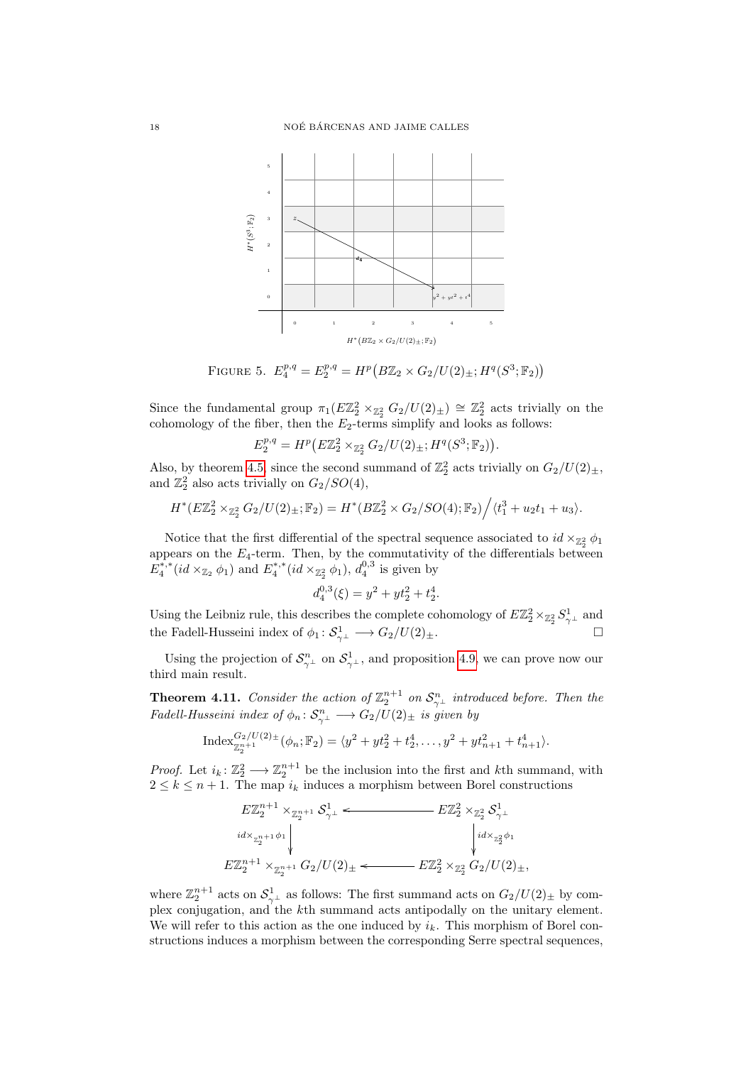FIGURE 5. $E_4^{p,q} = E_2^{p,q} = H^p\big(B\mathbb{Z}_2 \times G_2/U(2)_\pm; H^q(S^3;\mathbb{F}_2)\big)$

Since the fundamental group $\pi_1(E\mathbb{Z}_2^2 \times_{\mathbb{Z}_2^2} G_2/U(2)_\pm) \cong \mathbb{Z}_2^2$ acts trivially on the cohomology of the fiber, then the $E_2$-terms simplify and looks as follows:

$$E_2^{p,q} = H^p\big(E\mathbb{Z}_2^2 \times_{\mathbb{Z}_2^2} G_2/U(2)_\pm; H^q(S^3;\mathbb{F}_2)\big).$$

Also, by theorem 4.5, since the second summand of $\mathbb{Z}_2^2$ acts trivially on $G_2/U(2)_\pm$, and $\mathbb{Z}_2^2$ also acts trivially on $G_2/SO(4)$,

$$H^*(E\mathbb{Z}_2^2 \times_{\mathbb{Z}_2^2} G_2/U(2)_\pm;\mathbb{F}_2) = H^*(B\mathbb{Z}_2^2 \times G_2/SO(4);\mathbb{F}_2)\Big/\langle t_1^3 + u_2 t_1 + u_3\rangle.$$

Notice that the first differential of the spectral sequence associated to $id \times_{\mathbb{Z}_2^2} \phi_1$ appears on the $E_4$-term. Then, by the commutativity of the differentials between $E_4^{*,*}(id \times_{\mathbb{Z}_2} \phi_1)$ and $E_4^{*,*}(id \times_{\mathbb{Z}_2^2} \phi_1)$, $d_4^{0,3}$ is given by

$$d_4^{0,3}(\xi) = y^2 + yt_2^2 + t_2^4.$$

Using the Leibniz rule, this describes the complete cohomology of $E\mathbb{Z}_2^2 \times_{\mathbb{Z}_2^2} S^1_{\gamma^\perp}$ and the Fadell-Husseini index of $\phi_1 \colon \mathcal{S}^1_{\gamma^\perp} \longrightarrow G_2/U(2)_\pm$. $\square$

Using the projection of $\mathcal{S}^n_{\gamma^\perp}$ on $\mathcal{S}^1_{\gamma^\perp}$, and proposition 4.9, we can prove now our third main result.

**Theorem 4.11.** *Consider the action of $\mathbb{Z}_2^{n+1}$ on $\mathcal{S}^n_{\gamma^\perp}$ introduced before. Then the Fadell-Husseini index of $\phi_n \colon \mathcal{S}^n_{\gamma^\perp} \longrightarrow G_2/U(2)_\pm$ is given by*

$$\operatorname{Index}^{G_2/U(2)_\pm}_{\mathbb{Z}_2^{n+1}}(\phi_n;\mathbb{F}_2) = \langle y^2 + yt_2^2 + t_2^4, \ldots, y^2 + yt_{n+1}^2 + t_{n+1}^4\rangle.$$

*Proof.* Let $i_k \colon \mathbb{Z}_2^2 \longrightarrow \mathbb{Z}_2^{n+1}$ be the inclusion into the first and $k$th summand, with $2 \le k \le n+1$. The map $i_k$ induces a morphism between Borel constructions

$$\begin{array}{ccc}
E\mathbb{Z}_2^{n+1} \times_{\mathbb{Z}_2^{n+1}} \mathcal{S}^1_{\gamma^\perp} & \longleftarrow & E\mathbb{Z}_2^2 \times_{\mathbb{Z}_2^2} \mathcal{S}^1_{\gamma^\perp} \\
\Big\downarrow {\scriptstyle id \times_{\mathbb{Z}_2^{n+1}} \phi_1} & & \Big\downarrow {\scriptstyle id \times_{\mathbb{Z}_2^2} \phi_1} \\
E\mathbb{Z}_2^{n+1} \times_{\mathbb{Z}_2^{n+1}} G_2/U(2)_\pm & \longleftarrow & E\mathbb{Z}_2^2 \times_{\mathbb{Z}_2^2} G_2/U(2)_\pm,
\end{array}$$

where $\mathbb{Z}_2^{n+1}$ acts on $\mathcal{S}^1_{\gamma^\perp}$ as follows: The first summand acts on $G_2/U(2)_\pm$ by complex conjugation, and the $k$th summand acts antipodally on the unitary element. We will refer to this action as the one induced by $i_k$. This morphism of Borel constructions induces a morphism between the corresponding Serre spectral sequences,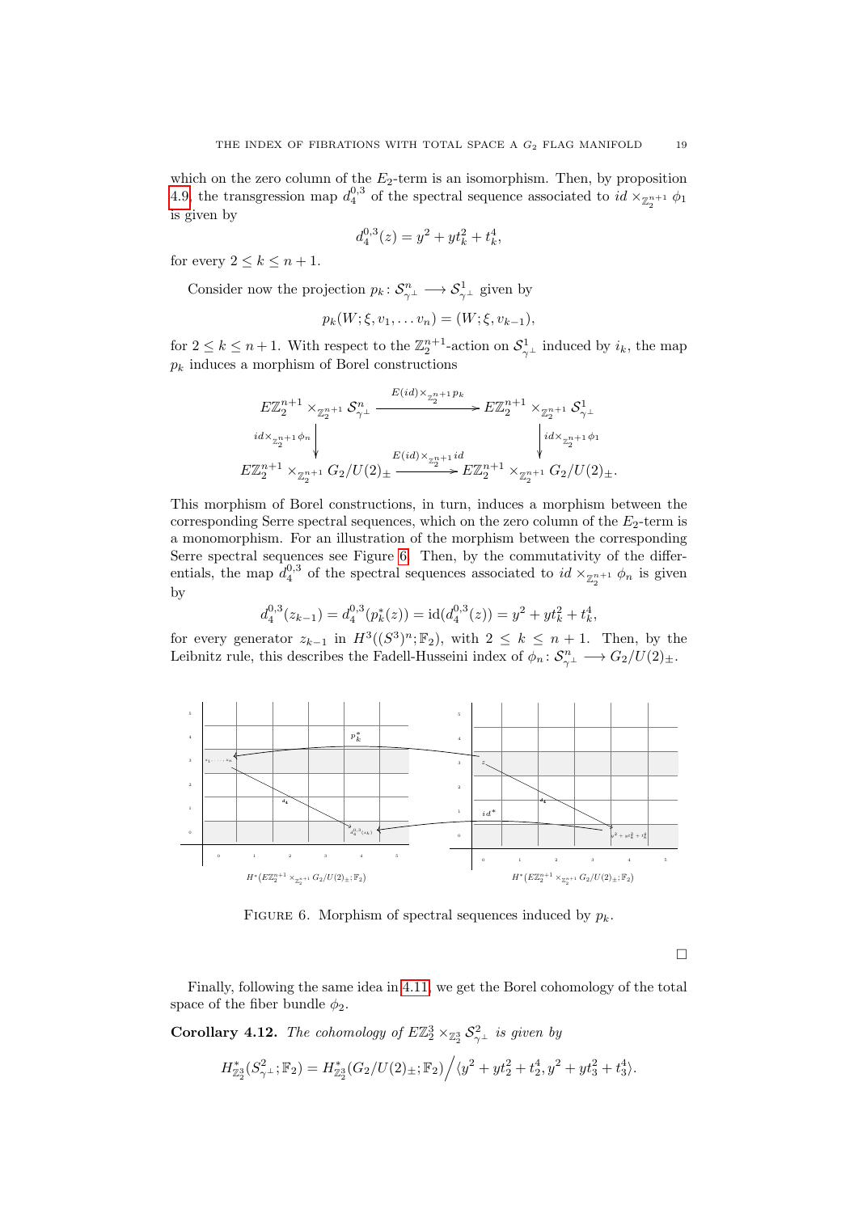which on the zero column of the $E_2$-term is an isomorphism. Then, by proposition 4.9, the transgression map $d_4^{0,3}$ of the spectral sequence associated to $id \times_{\mathbb{Z}_2^{n+1}} \phi_1$ is given by

$$d_4^{0,3}(z) = y^2 + yt_k^2 + t_k^4,$$

for every $2 \leq k \leq n+1$.

Consider now the projection $p_k \colon \mathcal{S}^n_{\gamma^\perp} \longrightarrow \mathcal{S}^1_{\gamma^\perp}$ given by

$$p_k(W; \xi, v_1, \dots v_n) = (W; \xi, v_{k-1}),$$

for $2 \leq k \leq n+1$. With respect to the $\mathbb{Z}_2^{n+1}$-action on $\mathcal{S}^1_{\gamma^\perp}$ induced by $i_k$, the map $p_k$ induces a morphism of Borel constructions

$$\begin{array}{ccc}
E\mathbb{Z}_2^{n+1} \times_{\mathbb{Z}_2^{n+1}} \mathcal{S}^n_{\gamma^\perp} & \xrightarrow{E(id)\times_{\mathbb{Z}_2^{n+1}} p_k} & E\mathbb{Z}_2^{n+1} \times_{\mathbb{Z}_2^{n+1}} \mathcal{S}^1_{\gamma^\perp} \\
\Big\downarrow {\scriptstyle id\times_{\mathbb{Z}_2^{n+1}}\phi_n} & & \Big\downarrow {\scriptstyle id\times_{\mathbb{Z}_2^{n+1}}\phi_1} \\
E\mathbb{Z}_2^{n+1} \times_{\mathbb{Z}_2^{n+1}} G_2/U(2)_\pm & \xrightarrow{E(id)\times_{\mathbb{Z}_2^{n+1}} id} & E\mathbb{Z}_2^{n+1} \times_{\mathbb{Z}_2^{n+1}} G_2/U(2)_\pm.
\end{array}$$

This morphism of Borel constructions, in turn, induces a morphism between the corresponding Serre spectral sequences, which on the zero column of the $E_2$-term is a monomorphism. For an illustration of the morphism between the corresponding Serre spectral sequences see Figure 6. Then, by the commutativity of the differentials, the map $d_4^{0,3}$ of the spectral sequences associated to $id \times_{\mathbb{Z}_2^{n+1}} \phi_n$ is given by

$$d_4^{0,3}(z_{k-1}) = d_4^{0,3}(p_k^*(z)) = \mathrm{id}(d_4^{0,3}(z)) = y^2 + yt_k^2 + t_k^4,$$

for every generator $z_{k-1}$ in $H^3((S^3)^n; \mathbb{F}_2)$, with $2 \leq k \leq n+1$. Then, by the Leibnitz rule, this describes the Fadell-Husseini index of $\phi_n \colon \mathcal{S}^n_{\gamma^\perp} \longrightarrow G_2/U(2)_\pm$.

Figure 6. Morphism of spectral sequences induced by $p_k$.

□

Finally, following the same idea in 4.11, we get the Borel cohomology of the total space of the fiber bundle $\phi_2$.

**Corollary 4.12.** *The cohomology of $E\mathbb{Z}_2^3 \times_{\mathbb{Z}_2^3} \mathcal{S}^2_{\gamma^\perp}$ is given by*

$$H^*_{\mathbb{Z}_2^3}(S^2_{\gamma^\perp}; \mathbb{F}_2) = H^*_{\mathbb{Z}_2^3}(G_2/U(2)_\pm; \mathbb{F}_2) \Big/ \langle y^2 + yt_2^2 + t_2^4, y^2 + yt_3^2 + t_3^4 \rangle.$$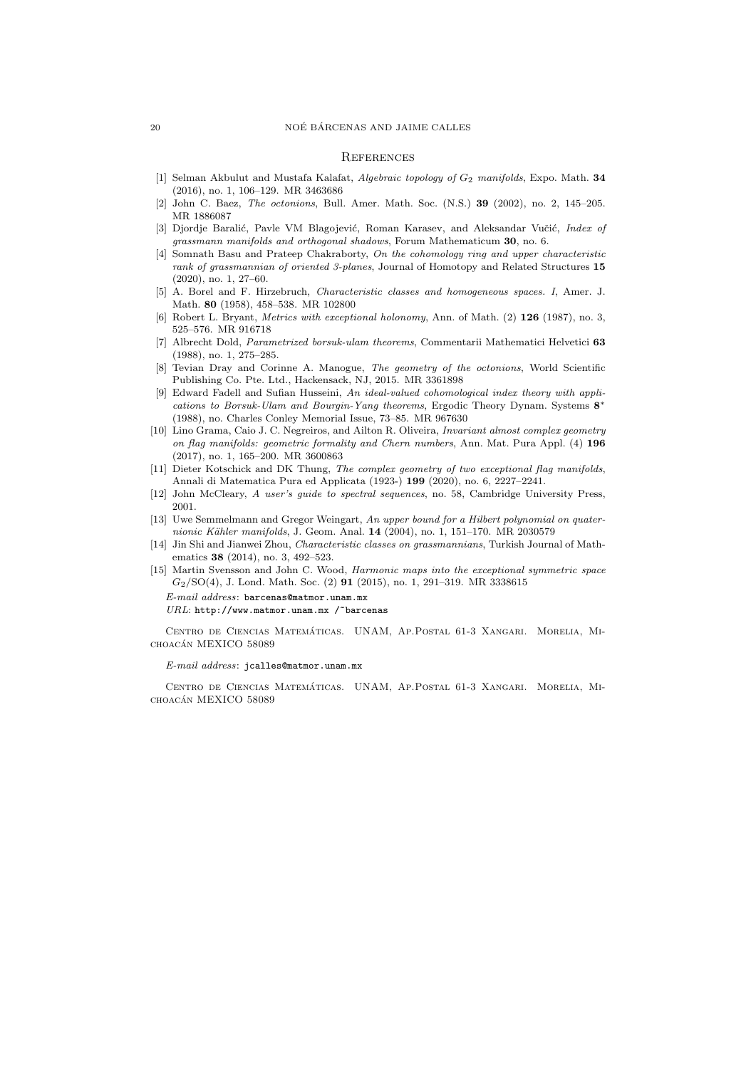## References

[1] Selman Akbulut and Mustafa Kalafat, *Algebraic topology of $G_2$ manifolds*, Expo. Math. **34** (2016), no. 1, 106–129. MR 3463686

[2] John C. Baez, *The octonions*, Bull. Amer. Math. Soc. (N.S.) **39** (2002), no. 2, 145–205. MR 1886087

[3] Djordje Baralić, Pavle VM Blagojević, Roman Karasev, and Aleksandar Vučić, *Index of grassmann manifolds and orthogonal shadows*, Forum Mathematicum **30**, no. 6.

[4] Somnath Basu and Prateep Chakraborty, *On the cohomology ring and upper characteristic rank of grassmannian of oriented 3-planes*, Journal of Homotopy and Related Structures **15** (2020), no. 1, 27–60.

[5] A. Borel and F. Hirzebruch, *Characteristic classes and homogeneous spaces. I*, Amer. J. Math. **80** (1958), 458–538. MR 102800

[6] Robert L. Bryant, *Metrics with exceptional holonomy*, Ann. of Math. (2) **126** (1987), no. 3, 525–576. MR 916718

[7] Albrecht Dold, *Parametrized borsuk-ulam theorems*, Commentarii Mathematici Helvetici **63** (1988), no. 1, 275–285.

[8] Tevian Dray and Corinne A. Manogue, *The geometry of the octonions*, World Scientific Publishing Co. Pte. Ltd., Hackensack, NJ, 2015. MR 3361898

[9] Edward Fadell and Sufian Husseini, *An ideal-valued cohomological index theory with applications to Borsuk-Ulam and Bourgin-Yang theorems*, Ergodic Theory Dynam. Systems **8**$^*$ (1988), no. Charles Conley Memorial Issue, 73–85. MR 967630

[10] Lino Grama, Caio J. C. Negreiros, and Ailton R. Oliveira, *Invariant almost complex geometry on flag manifolds: geometric formality and Chern numbers*, Ann. Mat. Pura Appl. (4) **196** (2017), no. 1, 165–200. MR 3600863

[11] Dieter Kotschick and DK Thung, *The complex geometry of two exceptional flag manifolds*, Annali di Matematica Pura ed Applicata (1923-) **199** (2020), no. 6, 2227–2241.

[12] John McCleary, *A user's guide to spectral sequences*, no. 58, Cambridge University Press, 2001.

[13] Uwe Semmelmann and Gregor Weingart, *An upper bound for a Hilbert polynomial on quaternionic Kähler manifolds*, J. Geom. Anal. **14** (2004), no. 1, 151–170. MR 2030579

[14] Jin Shi and Jianwei Zhou, *Characteristic classes on grassmannians*, Turkish Journal of Mathematics **38** (2014), no. 3, 492–523.

[15] Martin Svensson and John C. Wood, *Harmonic maps into the exceptional symmetric space $G_2/\mathrm{SO}(4)$*, J. Lond. Math. Soc. (2) **91** (2015), no. 1, 291–319. MR 3338615

*E-mail address*: barcenas@matmor.unam.mx

*URL*: http://www.matmor.unam.mx /~barcenas

Centro de Ciencias Matemáticas. UNAM, Ap.Postal 61-3 Xangari. Morelia, Michoacán MEXICO 58089

*E-mail address*: jcalles@matmor.unam.mx

Centro de Ciencias Matemáticas. UNAM, Ap.Postal 61-3 Xangari. Morelia, Michoacán MEXICO 58089